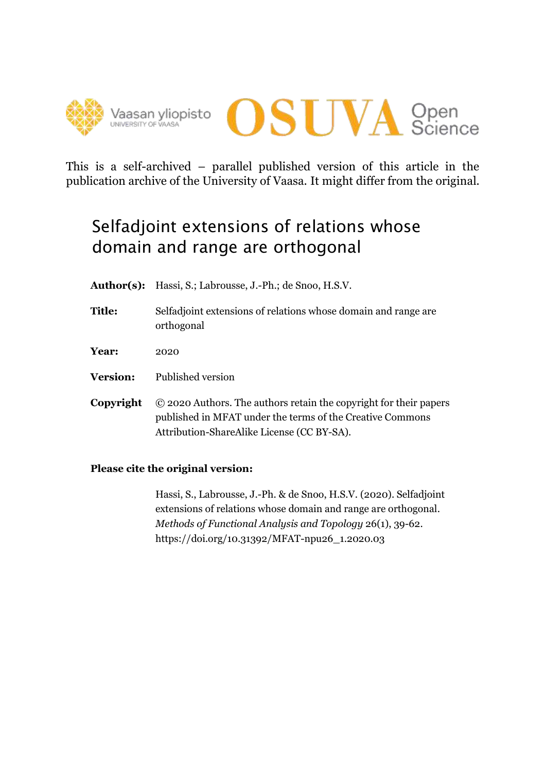Vaasan yliopisto
UNIVERSITY OF VAASA

OSUVA Open Science

This is a self-archived – parallel published version of this article in the publication archive of the University of Vaasa. It might differ from the original.

# Selfadjoint extensions of relations whose domain and range are orthogonal

**Author(s):** Hassi, S.; Labrousse, J.-Ph.; de Snoo, H.S.V.

**Title:** Selfadjoint extensions of relations whose domain and range are orthogonal

**Year:** 2020

**Version:** Published version

**Copyright** © 2020 Authors. The authors retain the copyright for their papers published in MFAT under the terms of the Creative Commons Attribution-ShareAlike License (CC BY-SA).

**Please cite the original version:**

Hassi, S., Labrousse, J.-Ph. & de Snoo, H.S.V. (2020). Selfadjoint extensions of relations whose domain and range are orthogonal. *Methods of Functional Analysis and Topology* 26(1), 39-62. https://doi.org/10.31392/MFAT-npu26_1.2020.03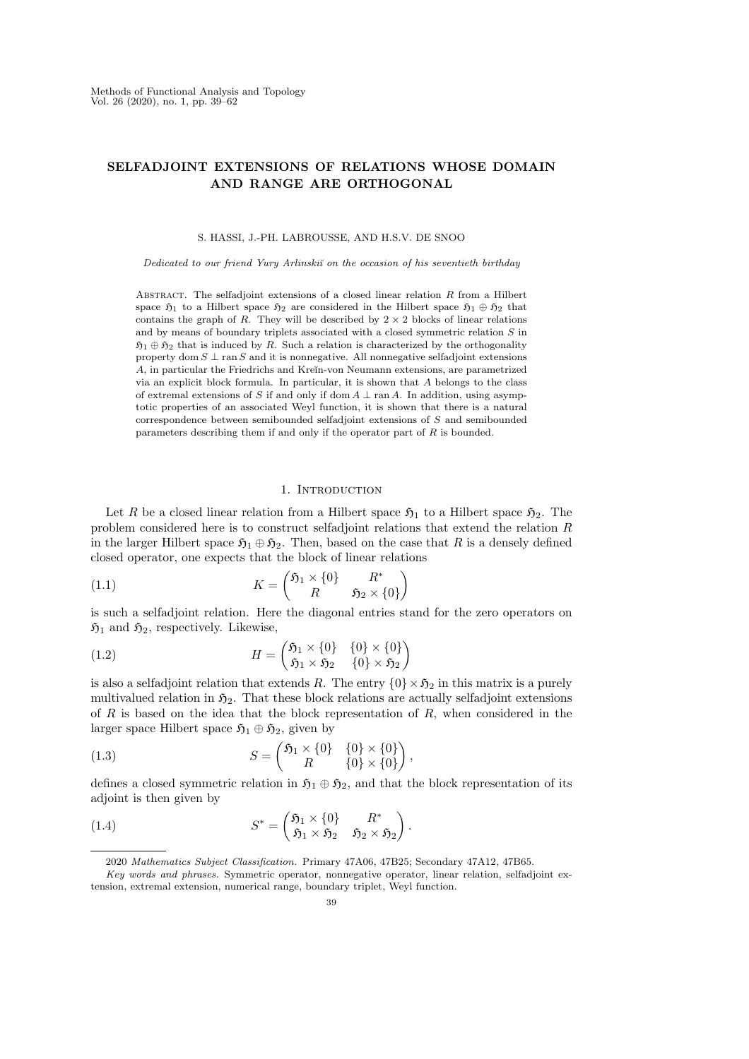# SELFADJOINT EXTENSIONS OF RELATIONS WHOSE DOMAIN AND RANGE ARE ORTHOGONAL

S. HASSI, J.-PH. LABROUSSE, AND H.S.V. DE SNOO

*Dedicated to our friend Yury Arlinskiĭ on the occasion of his seventieth birthday*

Abstract. The selfadjoint extensions of a closed linear relation $R$ from a Hilbert space $\mathfrak{H}_1$ to a Hilbert space $\mathfrak{H}_2$ are considered in the Hilbert space $\mathfrak{H}_1 \oplus \mathfrak{H}_2$ that contains the graph of $R$. They will be described by $2 \times 2$ blocks of linear relations and by means of boundary triplets associated with a closed symmetric relation $S$ in $\mathfrak{H}_1 \oplus \mathfrak{H}_2$ that is induced by $R$. Such a relation is characterized by the orthogonality property $\operatorname{dom} S \perp \operatorname{ran} S$ and it is nonnegative. All nonnegative selfadjoint extensions $A$, in particular the Friedrichs and Kreĭn-von Neumann extensions, are parametrized via an explicit block formula. In particular, it is shown that $A$ belongs to the class of extremal extensions of $S$ if and only if $\operatorname{dom} A \perp \operatorname{ran} A$. In addition, using asymptotic properties of an associated Weyl function, it is shown that there is a natural correspondence between semibounded selfadjoint extensions of $S$ and semibounded parameters describing them if and only if the operator part of $R$ is bounded.

## 1. Introduction

Let $R$ be a closed linear relation from a Hilbert space $\mathfrak{H}_1$ to a Hilbert space $\mathfrak{H}_2$. The problem considered here is to construct selfadjoint relations that extend the relation $R$ in the larger Hilbert space $\mathfrak{H}_1 \oplus \mathfrak{H}_2$. Then, based on the case that $R$ is a densely defined closed operator, one expects that the block of linear relations

$$K = \begin{pmatrix} \mathfrak{H}_1 \times \{0\} & R^* \\ R & \mathfrak{H}_2 \times \{0\} \end{pmatrix} \tag{1.1}$$

is such a selfadjoint relation. Here the diagonal entries stand for the zero operators on $\mathfrak{H}_1$ and $\mathfrak{H}_2$, respectively. Likewise,

$$H = \begin{pmatrix} \mathfrak{H}_1 \times \{0\} & \{0\} \times \{0\} \\ \mathfrak{H}_1 \times \mathfrak{H}_2 & \{0\} \times \mathfrak{H}_2 \end{pmatrix} \tag{1.2}$$

is also a selfadjoint relation that extends $R$. The entry $\{0\} \times \mathfrak{H}_2$ in this matrix is a purely multivalued relation in $\mathfrak{H}_2$. That these block relations are actually selfadjoint extensions of $R$ is based on the idea that the block representation of $R$, when considered in the larger space Hilbert space $\mathfrak{H}_1 \oplus \mathfrak{H}_2$, given by

$$S = \begin{pmatrix} \mathfrak{H}_1 \times \{0\} & \{0\} \times \{0\} \\ R & \{0\} \times \{0\} \end{pmatrix}, \tag{1.3}$$

defines a closed symmetric relation in $\mathfrak{H}_1 \oplus \mathfrak{H}_2$, and that the block representation of its adjoint is then given by

$$S^* = \begin{pmatrix} \mathfrak{H}_1 \times \{0\} & R^* \\ \mathfrak{H}_1 \times \mathfrak{H}_2 & \mathfrak{H}_2 \times \mathfrak{H}_2 \end{pmatrix}. \tag{1.4}$$

---

2020 *Mathematics Subject Classification.* Primary 47A06, 47B25; Secondary 47A12, 47B65.

*Key words and phrases.* Symmetric operator, nonnegative operator, linear relation, selfadjoint extension, extremal extension, numerical range, boundary triplet, Weyl function.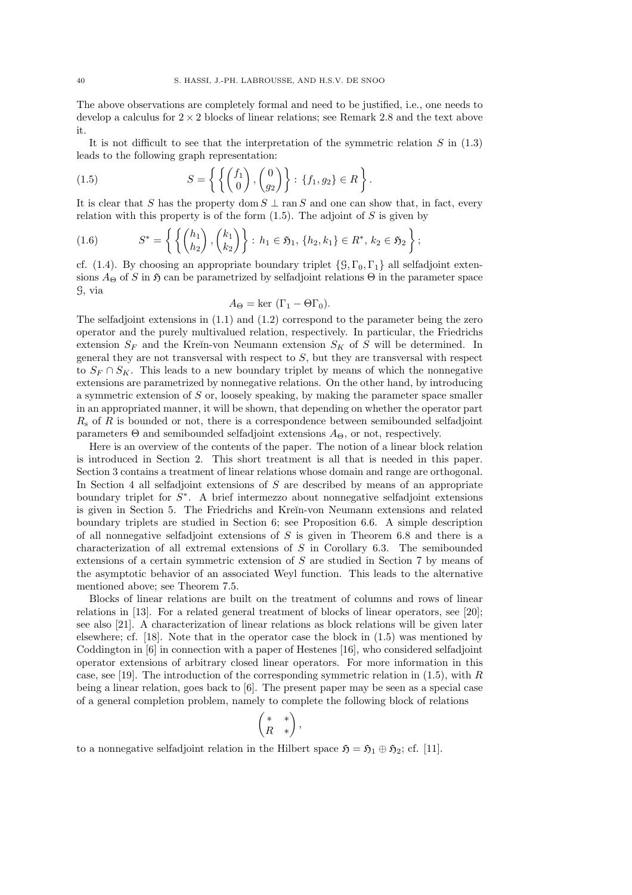The above observations are completely formal and need to be justified, i.e., one needs to develop a calculus for $2 \times 2$ blocks of linear relations; see Remark 2.8 and the text above it.

It is not difficult to see that the interpretation of the symmetric relation $S$ in (1.3) leads to the following graph representation:

$$S = \left\{ \left\{ \begin{pmatrix} f_1 \\ 0 \end{pmatrix}, \begin{pmatrix} 0 \\ g_2 \end{pmatrix} \right\} : \{f_1, g_2\} \in R \right\}. \tag{1.5}$$

It is clear that $S$ has the property $\operatorname{dom} S \perp \operatorname{ran} S$ and one can show that, in fact, every relation with this property is of the form (1.5). The adjoint of $S$ is given by

$$S^* = \left\{ \left\{ \begin{pmatrix} h_1 \\ h_2 \end{pmatrix}, \begin{pmatrix} k_1 \\ k_2 \end{pmatrix} \right\} : h_1 \in \mathfrak{H}_1,\ \{h_2, k_1\} \in R^*,\ k_2 \in \mathfrak{H}_2 \right\}; \tag{1.6}$$

cf. (1.4). By choosing an appropriate boundary triplet $\{\mathcal{G}, \Gamma_0, \Gamma_1\}$ all selfadjoint extensions $A_\Theta$ of $S$ in $\mathfrak{H}$ can be parametrized by selfadjoint relations $\Theta$ in the parameter space $\mathcal{G}$, via

$$A_\Theta = \ker\,(\Gamma_1 - \Theta\Gamma_0).$$

The selfadjoint extensions in (1.1) and (1.2) correspond to the parameter being the zero operator and the purely multivalued relation, respectively. In particular, the Friedrichs extension $S_F$ and the Kreĭn-von Neumann extension $S_K$ of $S$ will be determined. In general they are not transversal with respect to $S$, but they are transversal with respect to $S_F \cap S_K$. This leads to a new boundary triplet by means of which the nonnegative extensions are parametrized by nonnegative relations. On the other hand, by introducing a symmetric extension of $S$ or, loosely speaking, by making the parameter space smaller in an appropriated manner, it will be shown, that depending on whether the operator part $R_s$ of $R$ is bounded or not, there is a correspondence between semibounded selfadjoint parameters $\Theta$ and semibounded selfadjoint extensions $A_\Theta$, or not, respectively.

Here is an overview of the contents of the paper. The notion of a linear block relation is introduced in Section 2. This short treatment is all that is needed in this paper. Section 3 contains a treatment of linear relations whose domain and range are orthogonal. In Section 4 all selfadjoint extensions of $S$ are described by means of an appropriate boundary triplet for $S^*$. A brief intermezzo about nonnegative selfadjoint extensions is given in Section 5. The Friedrichs and Kreĭn-von Neumann extensions and related boundary triplets are studied in Section 6; see Proposition 6.6. A simple description of all nonnegative selfadjoint extensions of $S$ is given in Theorem 6.8 and there is a characterization of all extremal extensions of $S$ in Corollary 6.3. The semibounded extensions of a certain symmetric extension of $S$ are studied in Section 7 by means of the asymptotic behavior of an associated Weyl function. This leads to the alternative mentioned above; see Theorem 7.5.

Blocks of linear relations are built on the treatment of columns and rows of linear relations in [13]. For a related general treatment of blocks of linear operators, see [20]; see also [21]. A characterization of linear relations as block relations will be given later elsewhere; cf. [18]. Note that in the operator case the block in (1.5) was mentioned by Coddington in [6] in connection with a paper of Hestenes [16], who considered selfadjoint operator extensions of arbitrary closed linear operators. For more information in this case, see [19]. The introduction of the corresponding symmetric relation in (1.5), with $R$ being a linear relation, goes back to [6]. The present paper may be seen as a special case of a general completion problem, namely to complete the following block of relations

$$\begin{pmatrix} * & * \\ R & * \end{pmatrix},$$

to a nonnegative selfadjoint relation in the Hilbert space $\mathfrak{H} = \mathfrak{H}_1 \oplus \mathfrak{H}_2$; cf. [11].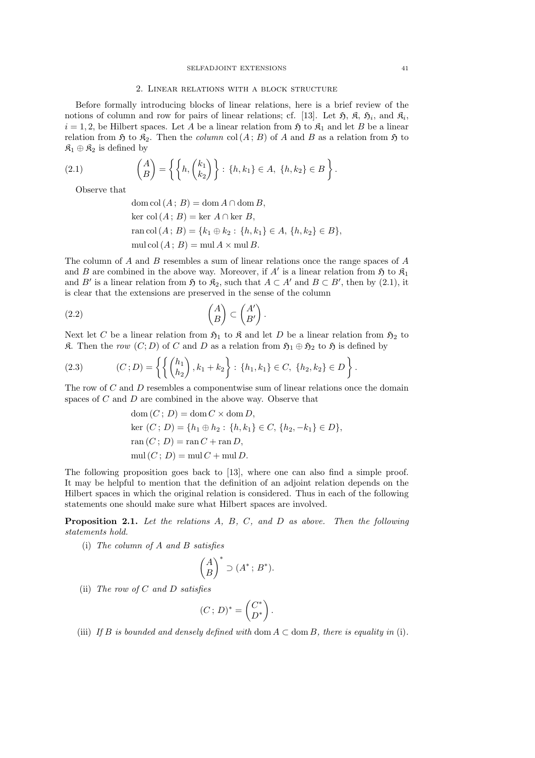## 2. Linear relations with a block structure

Before formally introducing blocks of linear relations, here is a brief review of the notions of column and row for pairs of linear relations; cf. [13]. Let $\mathfrak{H}$, $\mathfrak{K}$, $\mathfrak{H}_i$, and $\mathfrak{K}_i$, $i = 1, 2$, be Hilbert spaces. Let $A$ be a linear relation from $\mathfrak{H}$ to $\mathfrak{K}_1$ and let $B$ be a linear relation from $\mathfrak{H}$ to $\mathfrak{K}_2$. Then the *column* $\mathrm{col}\,(A\,;\,B)$ of $A$ and $B$ as a relation from $\mathfrak{H}$ to $\mathfrak{K}_1 \oplus \mathfrak{K}_2$ is defined by

$$
\begin{pmatrix} A \\ B \end{pmatrix} = \left\{ \left\{ h, \begin{pmatrix} k_1 \\ k_2 \end{pmatrix} \right\} : \{h, k_1\} \in A,\ \{h, k_2\} \in B \right\}. \tag{2.1}
$$

Observe that

$$
\begin{aligned}
&\mathrm{dom}\,\mathrm{col}\,(A\,;\,B) = \mathrm{dom}\,A \cap \mathrm{dom}\,B, \\
&\ker\,\mathrm{col}\,(A\,;\,B) = \ker\,A \cap \ker\,B, \\
&\mathrm{ran}\,\mathrm{col}\,(A\,;\,B) = \{k_1 \oplus k_2 : \{h, k_1\} \in A,\ \{h, k_2\} \in B\}, \\
&\mathrm{mul}\,\mathrm{col}\,(A\,;\,B) = \mathrm{mul}\,A \times \mathrm{mul}\,B.
\end{aligned}
$$

The column of $A$ and $B$ resembles a sum of linear relations once the range spaces of $A$ and $B$ are combined in the above way. Moreover, if $A'$ is a linear relation from $\mathfrak{H}$ to $\mathfrak{K}_1$ and $B'$ is a linear relation from $\mathfrak{H}$ to $\mathfrak{K}_2$, such that $A \subset A'$ and $B \subset B'$, then by (2.1), it is clear that the extensions are preserved in the sense of the column

$$
\begin{pmatrix} A \\ B \end{pmatrix} \subset \begin{pmatrix} A' \\ B' \end{pmatrix}. \tag{2.2}
$$

Next let $C$ be a linear relation from $\mathfrak{H}_1$ to $\mathfrak{K}$ and let $D$ be a linear relation from $\mathfrak{H}_2$ to $\mathfrak{K}$. Then the *row* $(C; D)$ of $C$ and $D$ as a relation from $\mathfrak{H}_1 \oplus \mathfrak{H}_2$ to $\mathfrak{H}$ is defined by

$$
(C\,;D) = \left\{ \left\{ \begin{pmatrix} h_1 \\ h_2 \end{pmatrix}, k_1 + k_2 \right\} : \{h_1, k_1\} \in C,\ \{h_2, k_2\} \in D \right\}. \tag{2.3}
$$

The row of $C$ and $D$ resembles a componentwise sum of linear relations once the domain spaces of $C$ and $D$ are combined in the above way. Observe that

$$
\begin{aligned}
&\mathrm{dom}\,(C\,;\,D) = \mathrm{dom}\,C \times \mathrm{dom}\,D, \\
&\ker\,(C\,;\,D) = \{h_1 \oplus h_2 : \{h, k_1\} \in C,\ \{h_2, -k_1\} \in D\}, \\
&\mathrm{ran}\,(C\,;\,D) = \mathrm{ran}\,C + \mathrm{ran}\,D, \\
&\mathrm{mul}\,(C\,;\,D) = \mathrm{mul}\,C + \mathrm{mul}\,D.
\end{aligned}
$$

The following proposition goes back to [13], where one can also find a simple proof. It may be helpful to mention that the definition of an adjoint relation depends on the Hilbert spaces in which the original relation is considered. Thus in each of the following statements one should make sure what Hilbert spaces are involved.

**Proposition 2.1.** *Let the relations $A$, $B$, $C$, and $D$ as above. Then the following statements hold.*

(i) *The column of $A$ and $B$ satisfies*

$$
\begin{pmatrix} A \\ B \end{pmatrix}^* \supset (A^*\,;\,B^*).
$$

(ii) *The row of $C$ and $D$ satisfies*

$$
(C\,;\,D)^* = \begin{pmatrix} C^* \\ D^* \end{pmatrix}.
$$

(iii) *If $B$ is bounded and densely defined with $\mathrm{dom}\,A \subset \mathrm{dom}\,B$, there is equality in* (i).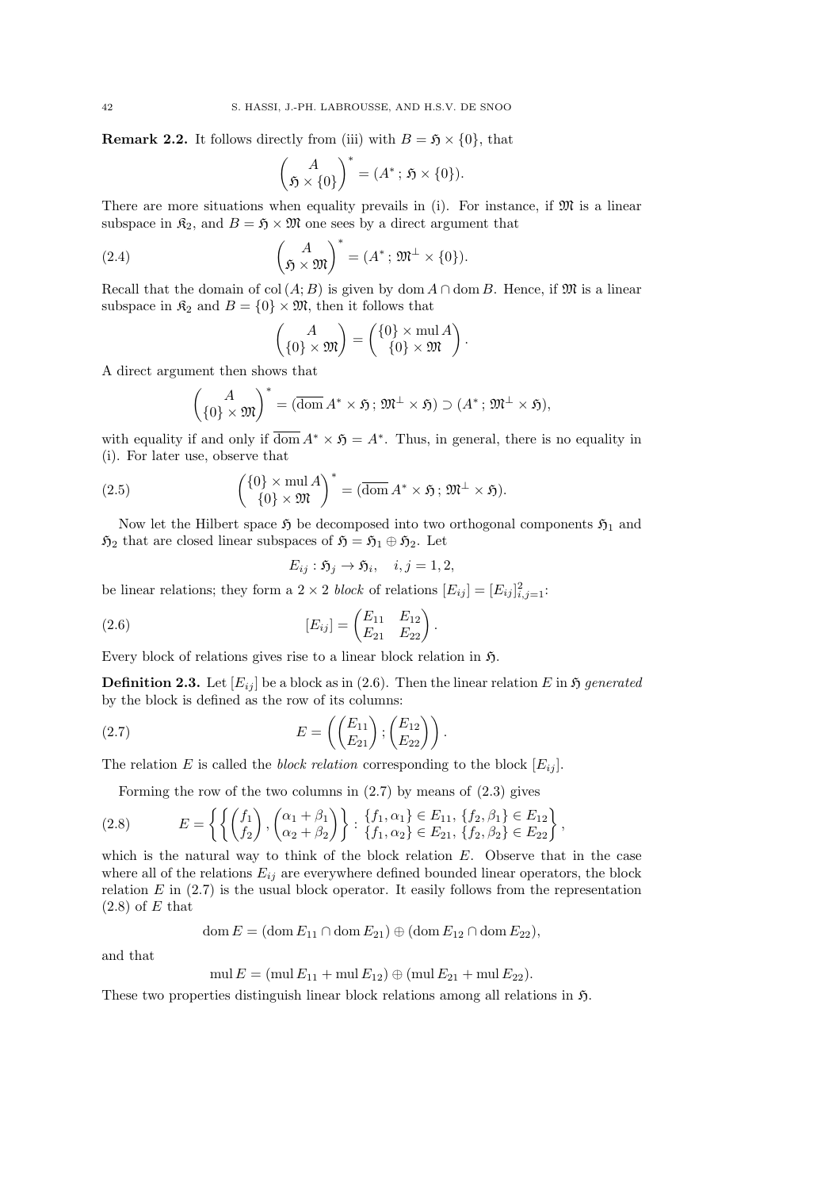**Remark 2.2.** It follows directly from (iii) with $B = \mathfrak{H} \times \{0\}$, that

$$\begin{pmatrix} A \\ \mathfrak{H} \times \{0\} \end{pmatrix}^* = (A^* \,;\, \mathfrak{H} \times \{0\}).$$

There are more situations when equality prevails in (i). For instance, if $\mathfrak{M}$ is a linear subspace in $\mathfrak{K}_2$, and $B = \mathfrak{H} \times \mathfrak{M}$ one sees by a direct argument that

$$\begin{pmatrix} A \\ \mathfrak{H} \times \mathfrak{M} \end{pmatrix}^* = (A^* \,;\, \mathfrak{M}^\perp \times \{0\}). \tag{2.4}$$

Recall that the domain of $\operatorname{col}(A; B)$ is given by $\operatorname{dom} A \cap \operatorname{dom} B$. Hence, if $\mathfrak{M}$ is a linear subspace in $\mathfrak{K}_2$ and $B = \{0\} \times \mathfrak{M}$, then it follows that

$$\begin{pmatrix} A \\ \{0\} \times \mathfrak{M} \end{pmatrix} = \begin{pmatrix} \{0\} \times \operatorname{mul} A \\ \{0\} \times \mathfrak{M} \end{pmatrix}.$$

A direct argument then shows that

$$\begin{pmatrix} A \\ \{0\} \times \mathfrak{M} \end{pmatrix}^* = (\overline{\operatorname{dom}}\, A^* \times \mathfrak{H} \,;\, \mathfrak{M}^\perp \times \mathfrak{H}) \supset (A^* \,;\, \mathfrak{M}^\perp \times \mathfrak{H}),$$

with equality if and only if $\overline{\operatorname{dom}}\, A^* \times \mathfrak{H} = A^*$. Thus, in general, there is no equality in (i). For later use, observe that

$$\begin{pmatrix} \{0\} \times \operatorname{mul} A \\ \{0\} \times \mathfrak{M} \end{pmatrix}^* = (\overline{\operatorname{dom}}\, A^* \times \mathfrak{H} \,;\, \mathfrak{M}^\perp \times \mathfrak{H}). \tag{2.5}$$

Now let the Hilbert space $\mathfrak{H}$ be decomposed into two orthogonal components $\mathfrak{H}_1$ and $\mathfrak{H}_2$ that are closed linear subspaces of $\mathfrak{H} = \mathfrak{H}_1 \oplus \mathfrak{H}_2$. Let

$$E_{ij} : \mathfrak{H}_j \to \mathfrak{H}_i, \quad i,j = 1,2,$$

be linear relations; they form a $2 \times 2$ *block* of relations $[E_{ij}] = [E_{ij}]_{i,j=1}^2$:

$$[E_{ij}] = \begin{pmatrix} E_{11} & E_{12} \\ E_{21} & E_{22} \end{pmatrix}. \tag{2.6}$$

Every block of relations gives rise to a linear block relation in $\mathfrak{H}$.

**Definition 2.3.** Let $[E_{ij}]$ be a block as in (2.6). Then the linear relation $E$ in $\mathfrak{H}$ *generated* by the block is defined as the row of its columns:

$$E = \left( \begin{pmatrix} E_{11} \\ E_{21} \end{pmatrix} ; \begin{pmatrix} E_{12} \\ E_{22} \end{pmatrix} \right). \tag{2.7}$$

The relation $E$ is called the *block relation* corresponding to the block $[E_{ij}]$.

Forming the row of the two columns in (2.7) by means of (2.3) gives

$$E = \left\{ \left\{ \begin{pmatrix} f_1 \\ f_2 \end{pmatrix}, \begin{pmatrix} \alpha_1 + \beta_1 \\ \alpha_2 + \beta_2 \end{pmatrix} \right\} : \begin{matrix} \{f_1, \alpha_1\} \in E_{11},\, \{f_2, \beta_1\} \in E_{12} \\ \{f_1, \alpha_2\} \in E_{21},\, \{f_2, \beta_2\} \in E_{22} \end{matrix} \right\}, \tag{2.8}$$

which is the natural way to think of the block relation $E$. Observe that in the case where all of the relations $E_{ij}$ are everywhere defined bounded linear operators, the block relation $E$ in (2.7) is the usual block operator. It easily follows from the representation (2.8) of $E$ that

$$\operatorname{dom} E = (\operatorname{dom} E_{11} \cap \operatorname{dom} E_{21}) \oplus (\operatorname{dom} E_{12} \cap \operatorname{dom} E_{22}),$$

and that

$$\operatorname{mul} E = (\operatorname{mul} E_{11} + \operatorname{mul} E_{12}) \oplus (\operatorname{mul} E_{21} + \operatorname{mul} E_{22}).$$

These two properties distinguish linear block relations among all relations in $\mathfrak{H}$.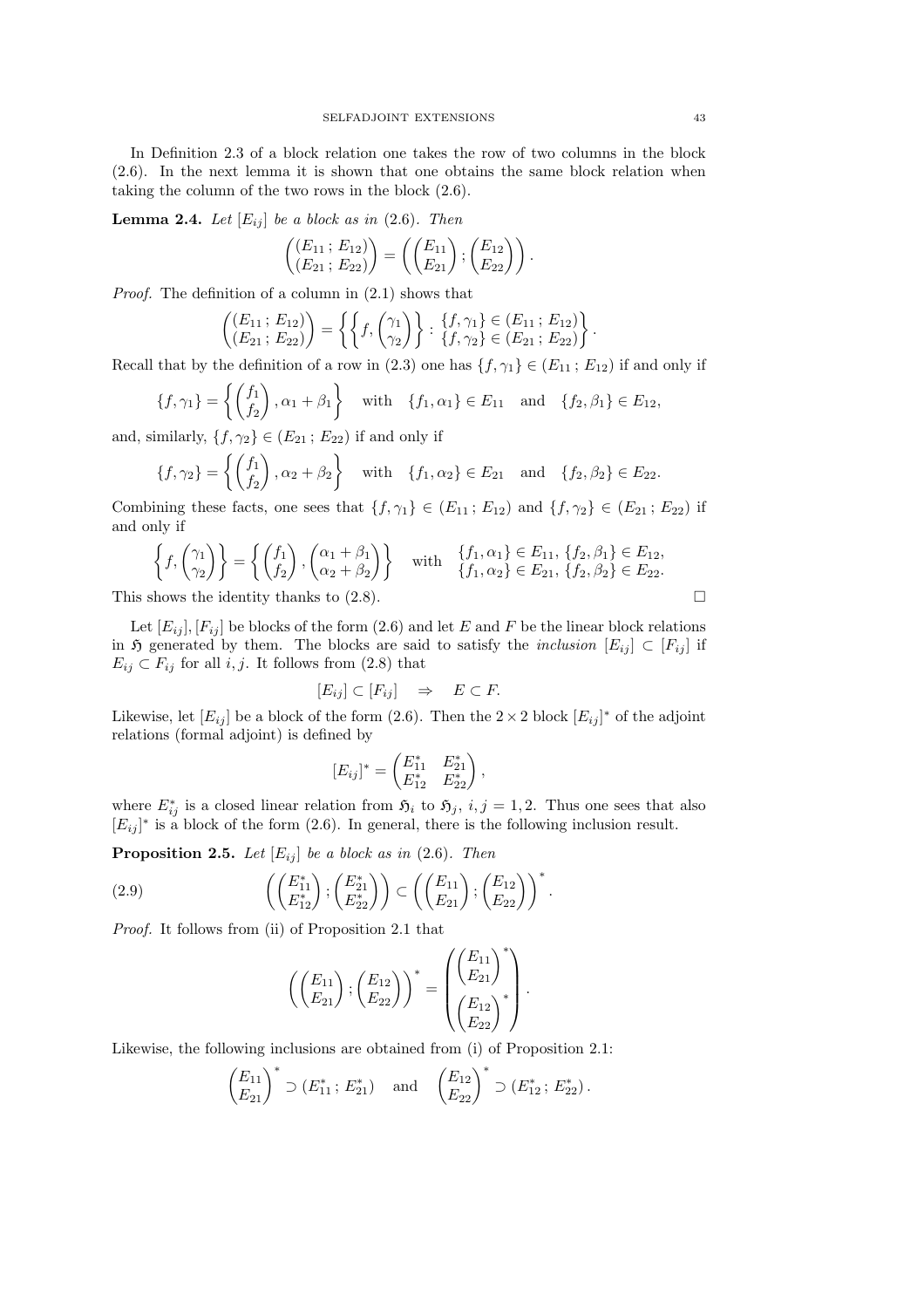In Definition 2.3 of a block relation one takes the row of two columns in the block (2.6). In the next lemma it is shown that one obtains the same block relation when taking the column of the two rows in the block (2.6).

**Lemma 2.4.** *Let $[E_{ij}]$ be a block as in* (2.6)*. Then*

$$\begin{pmatrix} (E_{11}\,;\,E_{12}) \\ (E_{21}\,;\,E_{22}) \end{pmatrix} = \left( \begin{pmatrix} E_{11} \\ E_{21} \end{pmatrix} ; \begin{pmatrix} E_{12} \\ E_{22} \end{pmatrix} \right).$$

*Proof.* The definition of a column in (2.1) shows that

$$\begin{pmatrix} (E_{11}\,;\,E_{12}) \\ (E_{21}\,;\,E_{22}) \end{pmatrix} = \left\{ \left\{ f, \begin{pmatrix} \gamma_1 \\ \gamma_2 \end{pmatrix} \right\} : \begin{array}{l} \{f,\gamma_1\} \in (E_{11}\,;\,E_{12}) \\ \{f,\gamma_2\} \in (E_{21}\,;\,E_{22}) \end{array} \right\}.$$

Recall that by the definition of a row in (2.3) one has $\{f,\gamma_1\} \in (E_{11}\,;\,E_{12})$ if and only if

$$\{f,\gamma_1\} = \left\{ \begin{pmatrix} f_1 \\ f_2 \end{pmatrix}, \alpha_1 + \beta_1 \right\} \quad \text{with} \quad \{f_1,\alpha_1\} \in E_{11} \quad \text{and} \quad \{f_2,\beta_1\} \in E_{12},$$

and, similarly, $\{f,\gamma_2\} \in (E_{21}\,;\,E_{22})$ if and only if

$$\{f,\gamma_2\} = \left\{ \begin{pmatrix} f_1 \\ f_2 \end{pmatrix}, \alpha_2 + \beta_2 \right\} \quad \text{with} \quad \{f_1,\alpha_2\} \in E_{21} \quad \text{and} \quad \{f_2,\beta_2\} \in E_{22}.$$

Combining these facts, one sees that $\{f,\gamma_1\} \in (E_{11}\,;\,E_{12})$ and $\{f,\gamma_2\} \in (E_{21}\,;\,E_{22})$ if and only if

$$\left\{ f, \begin{pmatrix} \gamma_1 \\ \gamma_2 \end{pmatrix} \right\} = \left\{ \begin{pmatrix} f_1 \\ f_2 \end{pmatrix}, \begin{pmatrix} \alpha_1 + \beta_1 \\ \alpha_2 + \beta_2 \end{pmatrix} \right\} \quad \text{with} \quad \begin{array}{l} \{f_1,\alpha_1\} \in E_{11},\, \{f_2,\beta_1\} \in E_{12}, \\ \{f_1,\alpha_2\} \in E_{21},\, \{f_2,\beta_2\} \in E_{22}. \end{array}$$

This shows the identity thanks to (2.8). □

Let $[E_{ij}], [F_{ij}]$ be blocks of the form (2.6) and let $E$ and $F$ be the linear block relations in $\mathfrak{H}$ generated by them. The blocks are said to satisfy the *inclusion* $[E_{ij}] \subset [F_{ij}]$ if $E_{ij} \subset F_{ij}$ for all $i,j$. It follows from (2.8) that

$$[E_{ij}] \subset [F_{ij}] \quad \Rightarrow \quad E \subset F.$$

Likewise, let $[E_{ij}]$ be a block of the form (2.6). Then the $2 \times 2$ block $[E_{ij}]^*$ of the adjoint relations (formal adjoint) is defined by

$$[E_{ij}]^* = \begin{pmatrix} E_{11}^* & E_{21}^* \\ E_{12}^* & E_{22}^* \end{pmatrix},$$

where $E_{ij}^*$ is a closed linear relation from $\mathfrak{H}_i$ to $\mathfrak{H}_j$, $i,j = 1,2$. Thus one sees that also $[E_{ij}]^*$ is a block of the form (2.6). In general, there is the following inclusion result.

**Proposition 2.5.** *Let $[E_{ij}]$ be a block as in* (2.6)*. Then*

$$\left( \begin{pmatrix} E_{11}^* \\ E_{12}^* \end{pmatrix} ; \begin{pmatrix} E_{21}^* \\ E_{22}^* \end{pmatrix} \right) \subset \left( \begin{pmatrix} E_{11} \\ E_{21} \end{pmatrix} ; \begin{pmatrix} E_{12} \\ E_{22} \end{pmatrix} \right)^*. \tag{2.9}$$

*Proof.* It follows from (ii) of Proposition 2.1 that

$$\left( \begin{pmatrix} E_{11} \\ E_{21} \end{pmatrix} ; \begin{pmatrix} E_{12} \\ E_{22} \end{pmatrix} \right)^* = \begin{pmatrix} \begin{pmatrix} E_{11} \\ E_{21} \end{pmatrix}^* \\ \begin{pmatrix} E_{12} \\ E_{22} \end{pmatrix}^* \end{pmatrix}.$$

Likewise, the following inclusions are obtained from (i) of Proposition 2.1:

$$\begin{pmatrix} E_{11} \\ E_{21} \end{pmatrix}^* \supset (E_{11}^*\,;\,E_{21}^*) \quad \text{and} \quad \begin{pmatrix} E_{12} \\ E_{22} \end{pmatrix}^* \supset (E_{12}^*\,;\,E_{22}^*).$$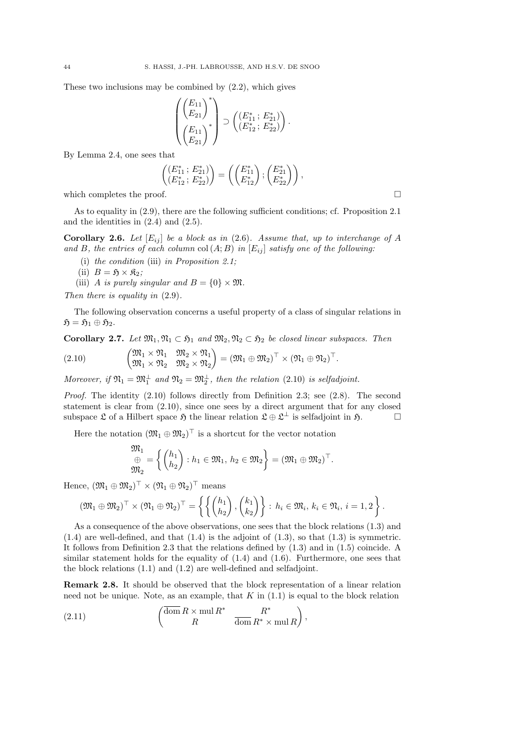These two inclusions may be combined by (2.2), which gives

$$
\begin{pmatrix} \begin{pmatrix} E_{11} \\ E_{21} \end{pmatrix}^* \\ \begin{pmatrix} E_{11} \\ E_{21} \end{pmatrix}^* \end{pmatrix} \supset \begin{pmatrix} (E_{11}^* \, ; \, E_{21}^*) \\ (E_{12}^* \, ; \, E_{22}^*) \end{pmatrix}.
$$

By Lemma 2.4, one sees that

$$
\begin{pmatrix} (E_{11}^* \, ; \, E_{21}^*) \\ (E_{12}^* \, ; \, E_{22}^*) \end{pmatrix} = \left( \begin{pmatrix} E_{11}^* \\ E_{12}^* \end{pmatrix} ; \begin{pmatrix} E_{21}^* \\ E_{22}^* \end{pmatrix} \right),
$$

which completes the proof. $\square$

As to equality in (2.9), there are the following sufficient conditions; cf. Proposition 2.1 and the identities in (2.4) and (2.5).

**Corollary 2.6.** *Let $[E_{ij}]$ be a block as in* (2.6). *Assume that, up to interchange of $A$ and $B$, the entries of each column* $\operatorname{col}(A; B)$ *in $[E_{ij}]$ satisfy one of the following:*

(i) *the condition* (iii) *in Proposition 2.1;*

(ii) $B = \mathfrak{H} \times \mathfrak{K}_2$*;*

(iii) *$A$ is purely singular and $B = \{0\} \times \mathfrak{M}$.*

*Then there is equality in* (2.9).

The following observation concerns a useful property of a class of singular relations in $\mathfrak{H} = \mathfrak{H}_1 \oplus \mathfrak{H}_2$.

**Corollary 2.7.** *Let $\mathfrak{M}_1, \mathfrak{N}_1 \subset \mathfrak{H}_1$ and $\mathfrak{M}_2, \mathfrak{N}_2 \subset \mathfrak{H}_2$ be closed linear subspaces. Then*

$$
\begin{pmatrix} \mathfrak{M}_1 \times \mathfrak{N}_1 & \mathfrak{M}_2 \times \mathfrak{N}_1 \\ \mathfrak{M}_1 \times \mathfrak{N}_2 & \mathfrak{M}_2 \times \mathfrak{N}_2 \end{pmatrix} = (\mathfrak{M}_1 \oplus \mathfrak{M}_2)^\top \times (\mathfrak{N}_1 \oplus \mathfrak{N}_2)^\top. \tag{2.10}
$$

*Moreover, if $\mathfrak{N}_1 = \mathfrak{M}_1^\perp$ and $\mathfrak{N}_2 = \mathfrak{M}_2^\perp$, then the relation* (2.10) *is selfadjoint.*

*Proof.* The identity (2.10) follows directly from Definition 2.3; see (2.8). The second statement is clear from (2.10), since one sees by a direct argument that for any closed subspace $\mathfrak{L}$ of a Hilbert space $\mathfrak{H}$ the linear relation $\mathfrak{L} \oplus \mathfrak{L}^\perp$ is selfadjoint in $\mathfrak{H}$. $\square$

Here the notation $(\mathfrak{M}_1 \oplus \mathfrak{M}_2)^\top$ is a shortcut for the vector notation

$$
\begin{matrix} \mathfrak{M}_1 \\ \oplus \\ \mathfrak{M}_2 \end{matrix} = \left\{ \begin{pmatrix} h_1 \\ h_2 \end{pmatrix} : h_1 \in \mathfrak{M}_1, \, h_2 \in \mathfrak{M}_2 \right\} = (\mathfrak{M}_1 \oplus \mathfrak{M}_2)^\top.
$$

Hence, $(\mathfrak{M}_1 \oplus \mathfrak{M}_2)^\top \times (\mathfrak{N}_1 \oplus \mathfrak{N}_2)^\top$ means

$$
(\mathfrak{M}_1 \oplus \mathfrak{M}_2)^\top \times (\mathfrak{N}_1 \oplus \mathfrak{N}_2)^\top = \left\{ \left\{ \begin{pmatrix} h_1 \\ h_2 \end{pmatrix}, \begin{pmatrix} k_1 \\ k_2 \end{pmatrix} \right\} : \, h_i \in \mathfrak{M}_i, \, k_i \in \mathfrak{N}_i, \, i = 1, 2 \right\}.
$$

As a consequence of the above observations, one sees that the block relations (1.3) and (1.4) are well-defined, and that (1.4) is the adjoint of (1.3), so that (1.3) is symmetric. It follows from Definition 2.3 that the relations defined by (1.3) and in (1.5) coincide. A similar statement holds for the equality of (1.4) and (1.6). Furthermore, one sees that the block relations (1.1) and (1.2) are well-defined and selfadjoint.

**Remark 2.8.** It should be observed that the block representation of a linear relation need not be unique. Note, as an example, that $K$ in (1.1) is equal to the block relation

$$
\begin{pmatrix} \overline{\operatorname{dom}} \, R \times \operatorname{mul} R^* & R^* \\ R & \overline{\operatorname{dom}} \, R^* \times \operatorname{mul} R \end{pmatrix}, \tag{2.11}
$$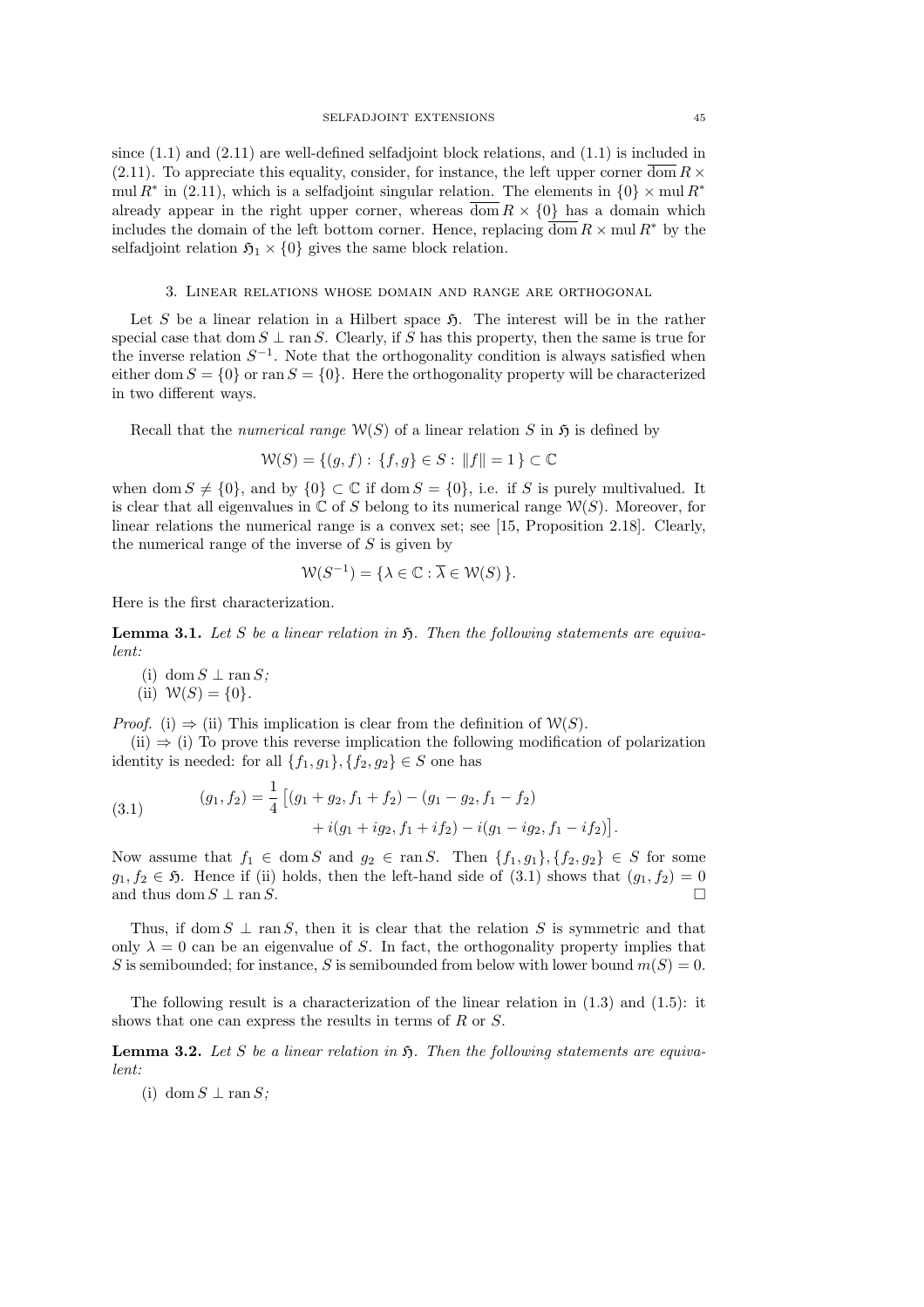since (1.1) and (2.11) are well-defined selfadjoint block relations, and (1.1) is included in (2.11). To appreciate this equality, consider, for instance, the left upper corner $\overline{\operatorname{dom}}\, R \times \operatorname{mul} R^*$ in (2.11), which is a selfadjoint singular relation. The elements in $\{0\} \times \operatorname{mul} R^*$ already appear in the right upper corner, whereas $\overline{\operatorname{dom}}\, R \times \{0\}$ has a domain which includes the domain of the left bottom corner. Hence, replacing $\overline{\operatorname{dom}}\, R \times \operatorname{mul} R^*$ by the selfadjoint relation $\mathfrak{H}_1 \times \{0\}$ gives the same block relation.

## 3. Linear relations whose domain and range are orthogonal

Let $S$ be a linear relation in a Hilbert space $\mathfrak{H}$. The interest will be in the rather special case that $\operatorname{dom} S \perp \operatorname{ran} S$. Clearly, if $S$ has this property, then the same is true for the inverse relation $S^{-1}$. Note that the orthogonality condition is always satisfied when either $\operatorname{dom} S = \{0\}$ or $\operatorname{ran} S = \{0\}$. Here the orthogonality property will be characterized in two different ways.

Recall that the *numerical range* $\mathcal{W}(S)$ of a linear relation $S$ in $\mathfrak{H}$ is defined by

$$\mathcal{W}(S) = \{(g, f) : \{f, g\} \in S : \|f\| = 1\} \subset \mathbb{C}$$

when $\operatorname{dom} S \neq \{0\}$, and by $\{0\} \subset \mathbb{C}$ if $\operatorname{dom} S = \{0\}$, i.e. if $S$ is purely multivalued. It is clear that all eigenvalues in $\mathbb{C}$ of $S$ belong to its numerical range $\mathcal{W}(S)$. Moreover, for linear relations the numerical range is a convex set; see [15, Proposition 2.18]. Clearly, the numerical range of the inverse of $S$ is given by

$$\mathcal{W}(S^{-1}) = \{\lambda \in \mathbb{C} : \overline{\lambda} \in \mathcal{W}(S)\}.$$

Here is the first characterization.

**Lemma 3.1.** *Let $S$ be a linear relation in $\mathfrak{H}$. Then the following statements are equivalent:*

(i) $\operatorname{dom} S \perp \operatorname{ran} S$;
(ii) $\mathcal{W}(S) = \{0\}$.

*Proof.* (i) $\Rightarrow$ (ii) This implication is clear from the definition of $\mathcal{W}(S)$.

(ii) $\Rightarrow$ (i) To prove this reverse implication the following modification of polarization identity is needed: for all $\{f_1, g_1\}, \{f_2, g_2\} \in S$ one has

$$(g_1, f_2) = \frac{1}{4}\big[(g_1 + g_2, f_1 + f_2) - (g_1 - g_2, f_1 - f_2) + i(g_1 + ig_2, f_1 + if_2) - i(g_1 - ig_2, f_1 - if_2)\big]. \tag{3.1}$$

Now assume that $f_1 \in \operatorname{dom} S$ and $g_2 \in \operatorname{ran} S$. Then $\{f_1, g_1\}, \{f_2, g_2\} \in S$ for some $g_1, f_2 \in \mathfrak{H}$. Hence if (ii) holds, then the left-hand side of (3.1) shows that $(g_1, f_2) = 0$ and thus $\operatorname{dom} S \perp \operatorname{ran} S$. $\square$

Thus, if $\operatorname{dom} S \perp \operatorname{ran} S$, then it is clear that the relation $S$ is symmetric and that only $\lambda = 0$ can be an eigenvalue of $S$. In fact, the orthogonality property implies that $S$ is semibounded; for instance, $S$ is semibounded from below with lower bound $m(S) = 0$.

The following result is a characterization of the linear relation in (1.3) and (1.5): it shows that one can express the results in terms of $R$ or $S$.

**Lemma 3.2.** *Let $S$ be a linear relation in $\mathfrak{H}$. Then the following statements are equivalent:*

(i) $\operatorname{dom} S \perp \operatorname{ran} S$;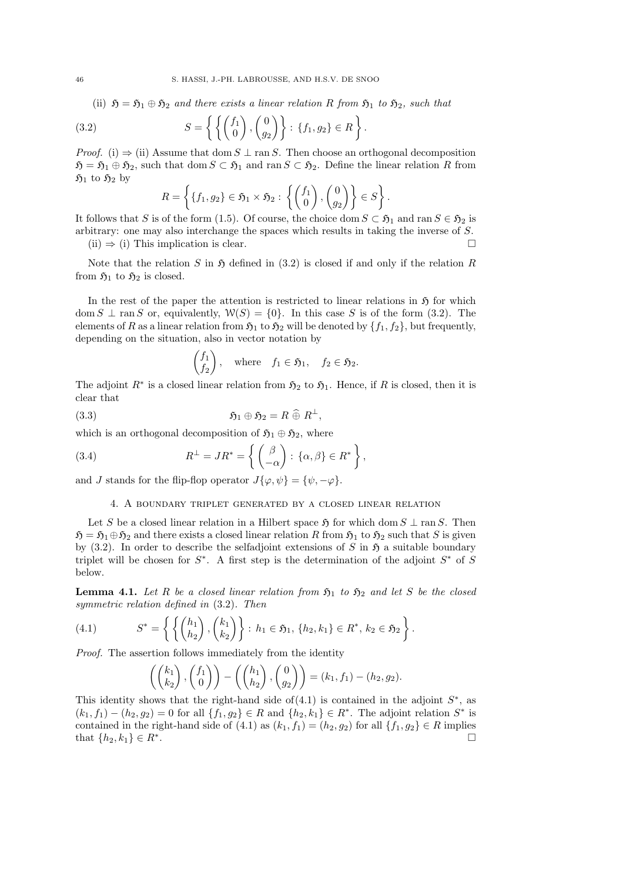(ii) $\mathfrak{H} = \mathfrak{H}_1 \oplus \mathfrak{H}_2$ *and there exists a linear relation* $R$ *from* $\mathfrak{H}_1$ *to* $\mathfrak{H}_2$*, such that*

$$S = \left\{ \left\{ \begin{pmatrix} f_1 \\ 0 \end{pmatrix}, \begin{pmatrix} 0 \\ g_2 \end{pmatrix} \right\} : \{f_1, g_2\} \in R \right\}. \tag{3.2}$$

*Proof.* (i) $\Rightarrow$ (ii) Assume that $\operatorname{dom} S \perp \operatorname{ran} S$. Then choose an orthogonal decomposition $\mathfrak{H} = \mathfrak{H}_1 \oplus \mathfrak{H}_2$, such that $\operatorname{dom} S \subset \mathfrak{H}_1$ and $\operatorname{ran} S \subset \mathfrak{H}_2$. Define the linear relation $R$ from $\mathfrak{H}_1$ to $\mathfrak{H}_2$ by

$$R = \left\{ \{f_1, g_2\} \in \mathfrak{H}_1 \times \mathfrak{H}_2 : \left\{ \begin{pmatrix} f_1 \\ 0 \end{pmatrix}, \begin{pmatrix} 0 \\ g_2 \end{pmatrix} \right\} \in S \right\}.$$

It follows that $S$ is of the form (1.5). Of course, the choice $\operatorname{dom} S \subset \mathfrak{H}_1$ and $\operatorname{ran} S \in \mathfrak{H}_2$ is arbitrary: one may also interchange the spaces which results in taking the inverse of $S$.

(ii) $\Rightarrow$ (i) This implication is clear. $\square$

Note that the relation $S$ in $\mathfrak{H}$ defined in (3.2) is closed if and only if the relation $R$ from $\mathfrak{H}_1$ to $\mathfrak{H}_2$ is closed.

In the rest of the paper the attention is restricted to linear relations in $\mathfrak{H}$ for which $\operatorname{dom} S \perp \operatorname{ran} S$ or, equivalently, $\mathcal{W}(S) = \{0\}$. In this case $S$ is of the form (3.2). The elements of $R$ as a linear relation from $\mathfrak{H}_1$ to $\mathfrak{H}_2$ will be denoted by $\{f_1, f_2\}$, but frequently, depending on the situation, also in vector notation by

$$\begin{pmatrix} f_1 \\ f_2 \end{pmatrix}, \quad \text{where} \quad f_1 \in \mathfrak{H}_1, \quad f_2 \in \mathfrak{H}_2.$$

The adjoint $R^*$ is a closed linear relation from $\mathfrak{H}_2$ to $\mathfrak{H}_1$. Hence, if $R$ is closed, then it is clear that

$$\mathfrak{H}_1 \oplus \mathfrak{H}_2 = R \,\widehat{\oplus}\, R^\perp, \tag{3.3}$$

which is an orthogonal decomposition of $\mathfrak{H}_1 \oplus \mathfrak{H}_2$, where

$$R^\perp = JR^* = \left\{ \begin{pmatrix} \beta \\ -\alpha \end{pmatrix} : \{\alpha, \beta\} \in R^* \right\}, \tag{3.4}$$

and $J$ stands for the flip-flop operator $J\{\varphi, \psi\} = \{\psi, -\varphi\}$.

## 4. A boundary triplet generated by a closed linear relation

Let $S$ be a closed linear relation in a Hilbert space $\mathfrak{H}$ for which $\operatorname{dom} S \perp \operatorname{ran} S$. Then $\mathfrak{H} = \mathfrak{H}_1 \oplus \mathfrak{H}_2$ and there exists a closed linear relation $R$ from $\mathfrak{H}_1$ to $\mathfrak{H}_2$ such that $S$ is given by (3.2). In order to describe the selfadjoint extensions of $S$ in $\mathfrak{H}$ a suitable boundary triplet will be chosen for $S^*$. A first step is the determination of the adjoint $S^*$ of $S$ below.

**Lemma 4.1.** *Let* $R$ *be a closed linear relation from* $\mathfrak{H}_1$ *to* $\mathfrak{H}_2$ *and let* $S$ *be the closed symmetric relation defined in* (3.2)*. Then*

$$S^* = \left\{ \left\{ \begin{pmatrix} h_1 \\ h_2 \end{pmatrix}, \begin{pmatrix} k_1 \\ k_2 \end{pmatrix} \right\} : h_1 \in \mathfrak{H}_1,\ \{h_2, k_1\} \in R^*,\ k_2 \in \mathfrak{H}_2 \right\}. \tag{4.1}$$

*Proof.* The assertion follows immediately from the identity

$$\left( \begin{pmatrix} k_1 \\ k_2 \end{pmatrix}, \begin{pmatrix} f_1 \\ 0 \end{pmatrix} \right) - \left( \begin{pmatrix} h_1 \\ h_2 \end{pmatrix}, \begin{pmatrix} 0 \\ g_2 \end{pmatrix} \right) = (k_1, f_1) - (h_2, g_2).$$

This identity shows that the right-hand side of(4.1) is contained in the adjoint $S^*$, as $(k_1, f_1) - (h_2, g_2) = 0$ for all $\{f_1, g_2\} \in R$ and $\{h_2, k_1\} \in R^*$. The adjoint relation $S^*$ is contained in the right-hand side of (4.1) as $(k_1, f_1) = (h_2, g_2)$ for all $\{f_1, g_2\} \in R$ implies that $\{h_2, k_1\} \in R^*$. $\square$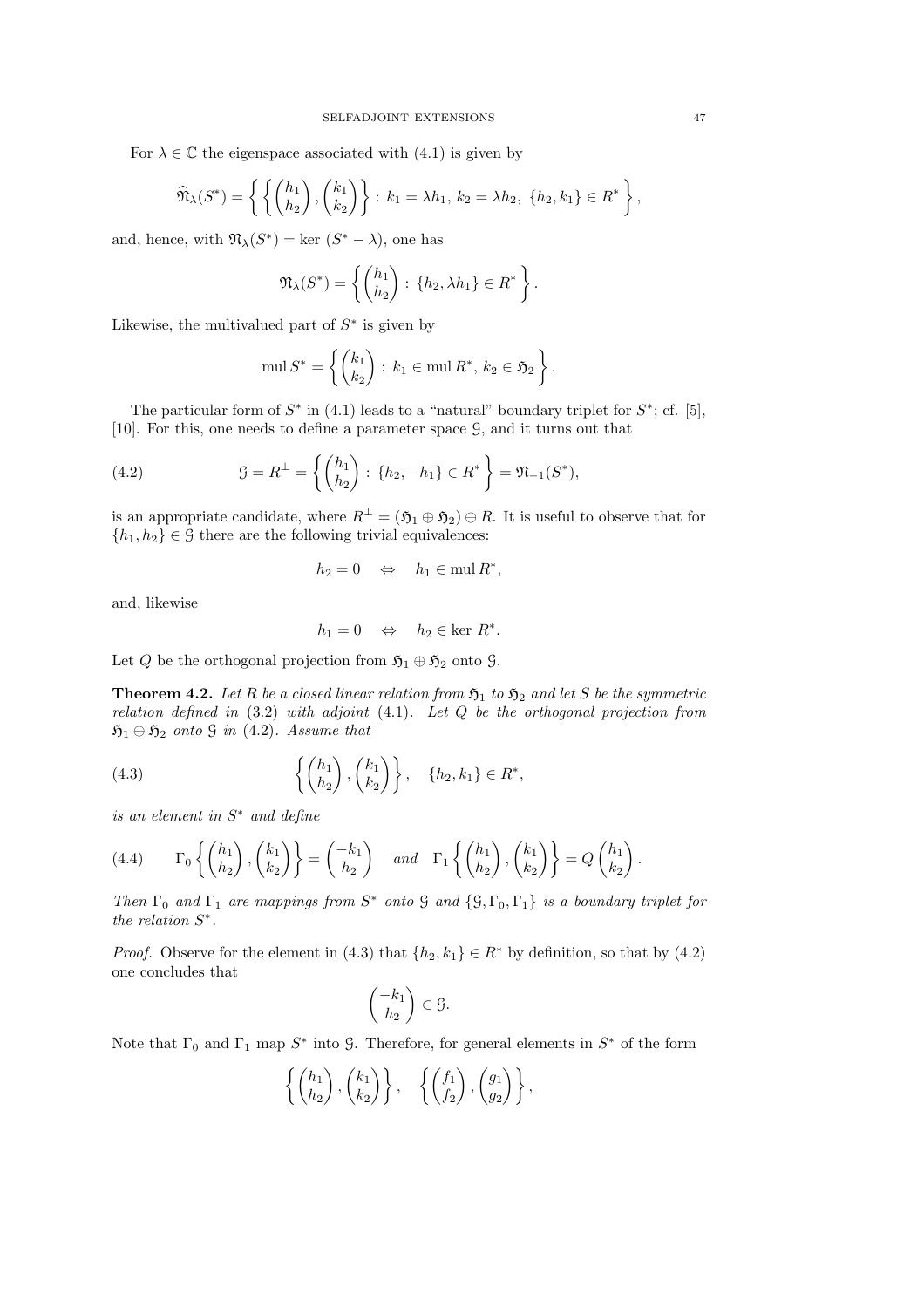For $\lambda \in \mathbb{C}$ the eigenspace associated with (4.1) is given by

$$\widehat{\mathfrak{N}}_\lambda(S^*) = \left\{ \left\{ \begin{pmatrix} h_1 \\ h_2 \end{pmatrix}, \begin{pmatrix} k_1 \\ k_2 \end{pmatrix} \right\} : \, k_1 = \lambda h_1, \, k_2 = \lambda h_2, \, \{h_2, k_1\} \in R^* \right\},$$

and, hence, with $\mathfrak{N}_\lambda(S^*) = \ker\,(S^* - \lambda)$, one has

$$\mathfrak{N}_\lambda(S^*) = \left\{ \begin{pmatrix} h_1 \\ h_2 \end{pmatrix} : \, \{h_2, \lambda h_1\} \in R^* \right\}.$$

Likewise, the multivalued part of $S^*$ is given by

$$\operatorname{mul} S^* = \left\{ \begin{pmatrix} k_1 \\ k_2 \end{pmatrix} : \, k_1 \in \operatorname{mul} R^*, \, k_2 \in \mathfrak{H}_2 \right\}.$$

The particular form of $S^*$ in (4.1) leads to a "natural" boundary triplet for $S^*$; cf. [5], [10]. For this, one needs to define a parameter space $\mathcal{G}$, and it turns out that

$$\mathcal{G} = R^\perp = \left\{ \begin{pmatrix} h_1 \\ h_2 \end{pmatrix} : \, \{h_2, -h_1\} \in R^* \right\} = \mathfrak{N}_{-1}(S^*), \tag{4.2}$$

is an appropriate candidate, where $R^\perp = (\mathfrak{H}_1 \oplus \mathfrak{H}_2) \ominus R$. It is useful to observe that for $\{h_1, h_2\} \in \mathcal{G}$ there are the following trivial equivalences:

$$h_2 = 0 \quad \Leftrightarrow \quad h_1 \in \operatorname{mul} R^*,$$

and, likewise

$$h_1 = 0 \quad \Leftrightarrow \quad h_2 \in \ker\, R^*.$$

Let $Q$ be the orthogonal projection from $\mathfrak{H}_1 \oplus \mathfrak{H}_2$ onto $\mathcal{G}$.

**Theorem 4.2.** *Let $R$ be a closed linear relation from $\mathfrak{H}_1$ to $\mathfrak{H}_2$ and let $S$ be the symmetric relation defined in* (3.2) *with adjoint* (4.1). *Let $Q$ be the orthogonal projection from $\mathfrak{H}_1 \oplus \mathfrak{H}_2$ onto $\mathcal{G}$ in* (4.2). *Assume that*

$$\left\{ \begin{pmatrix} h_1 \\ h_2 \end{pmatrix}, \begin{pmatrix} k_1 \\ k_2 \end{pmatrix} \right\}, \quad \{h_2, k_1\} \in R^*, \tag{4.3}$$

*is an element in $S^*$ and define*

$$\Gamma_0 \left\{ \begin{pmatrix} h_1 \\ h_2 \end{pmatrix}, \begin{pmatrix} k_1 \\ k_2 \end{pmatrix} \right\} = \begin{pmatrix} -k_1 \\ h_2 \end{pmatrix} \quad \text{and} \quad \Gamma_1 \left\{ \begin{pmatrix} h_1 \\ h_2 \end{pmatrix}, \begin{pmatrix} k_1 \\ k_2 \end{pmatrix} \right\} = Q \begin{pmatrix} h_1 \\ k_2 \end{pmatrix}. \tag{4.4}$$

*Then $\Gamma_0$ and $\Gamma_1$ are mappings from $S^*$ onto $\mathcal{G}$ and $\{\mathcal{G}, \Gamma_0, \Gamma_1\}$ is a boundary triplet for the relation $S^*$.*

*Proof.* Observe for the element in (4.3) that $\{h_2, k_1\} \in R^*$ by definition, so that by (4.2) one concludes that

$$\begin{pmatrix} -k_1 \\ h_2 \end{pmatrix} \in \mathcal{G}.$$

Note that $\Gamma_0$ and $\Gamma_1$ map $S^*$ into $\mathcal{G}$. Therefore, for general elements in $S^*$ of the form

$$\left\{ \begin{pmatrix} h_1 \\ h_2 \end{pmatrix}, \begin{pmatrix} k_1 \\ k_2 \end{pmatrix} \right\}, \quad \left\{ \begin{pmatrix} f_1 \\ f_2 \end{pmatrix}, \begin{pmatrix} g_1 \\ g_2 \end{pmatrix} \right\},$$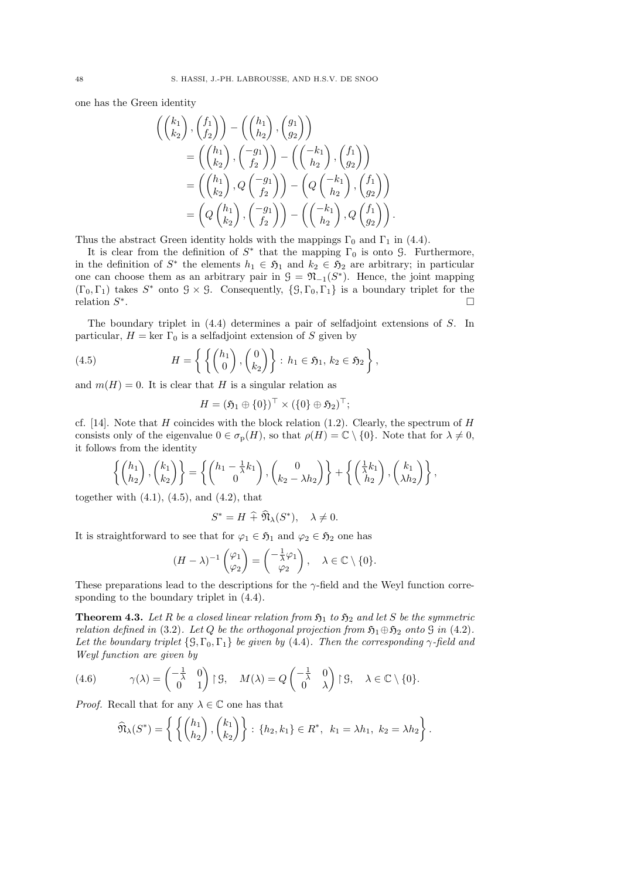one has the Green identity

$$
\begin{aligned}
\left( \begin{pmatrix} k_1 \\ k_2 \end{pmatrix}, \begin{pmatrix} f_1 \\ f_2 \end{pmatrix} \right) - \left( \begin{pmatrix} h_1 \\ h_2 \end{pmatrix}, \begin{pmatrix} g_1 \\ g_2 \end{pmatrix} \right)
&= \left( \begin{pmatrix} h_1 \\ k_2 \end{pmatrix}, \begin{pmatrix} -g_1 \\ f_2 \end{pmatrix} \right) - \left( \begin{pmatrix} -k_1 \\ h_2 \end{pmatrix}, \begin{pmatrix} f_1 \\ g_2 \end{pmatrix} \right) \\
&= \left( \begin{pmatrix} h_1 \\ k_2 \end{pmatrix}, Q \begin{pmatrix} -g_1 \\ f_2 \end{pmatrix} \right) - \left( Q \begin{pmatrix} -k_1 \\ h_2 \end{pmatrix}, \begin{pmatrix} f_1 \\ g_2 \end{pmatrix} \right) \\
&= \left( Q \begin{pmatrix} h_1 \\ k_2 \end{pmatrix}, \begin{pmatrix} -g_1 \\ f_2 \end{pmatrix} \right) - \left( \begin{pmatrix} -k_1 \\ h_2 \end{pmatrix}, Q \begin{pmatrix} f_1 \\ g_2 \end{pmatrix} \right).
\end{aligned}
$$

Thus the abstract Green identity holds with the mappings $\Gamma_0$ and $\Gamma_1$ in (4.4).

It is clear from the definition of $S^*$ that the mapping $\Gamma_0$ is onto $\mathcal{G}$. Furthermore, in the definition of $S^*$ the elements $h_1 \in \mathfrak{H}_1$ and $k_2 \in \mathfrak{H}_2$ are arbitrary; in particular one can choose them as an arbitrary pair in $\mathcal{G} = \mathfrak{N}_{-1}(S^*)$. Hence, the joint mapping $(\Gamma_0, \Gamma_1)$ takes $S^*$ onto $\mathcal{G} \times \mathcal{G}$. Consequently, $\{\mathcal{G}, \Gamma_0, \Gamma_1\}$ is a boundary triplet for the relation $S^*$. $\square$

The boundary triplet in (4.4) determines a pair of selfadjoint extensions of $S$. In particular, $H = \ker \Gamma_0$ is a selfadjoint extension of $S$ given by

$$
H = \left\{ \left\{ \begin{pmatrix} h_1 \\ 0 \end{pmatrix}, \begin{pmatrix} 0 \\ k_2 \end{pmatrix} \right\} : h_1 \in \mathfrak{H}_1,\, k_2 \in \mathfrak{H}_2 \right\}, \tag{4.5}
$$

and $m(H) = 0$. It is clear that $H$ is a singular relation as

$$
H = (\mathfrak{H}_1 \oplus \{0\})^\top \times (\{0\} \oplus \mathfrak{H}_2)^\top;
$$

cf. [14]. Note that $H$ coincides with the block relation (1.2). Clearly, the spectrum of $H$ consists only of the eigenvalue $0 \in \sigma_{\rm p}(H)$, so that $\rho(H) = \mathbb{C} \setminus \{0\}$. Note that for $\lambda \neq 0$, it follows from the identity

$$
\left\{ \begin{pmatrix} h_1 \\ h_2 \end{pmatrix}, \begin{pmatrix} k_1 \\ k_2 \end{pmatrix} \right\} = \left\{ \begin{pmatrix} h_1 - \frac{1}{\lambda} k_1 \\ 0 \end{pmatrix}, \begin{pmatrix} 0 \\ k_2 - \lambda h_2 \end{pmatrix} \right\} + \left\{ \begin{pmatrix} \frac{1}{\lambda} k_1 \\ h_2 \end{pmatrix}, \begin{pmatrix} k_1 \\ \lambda h_2 \end{pmatrix} \right\},
$$

together with (4.1), (4.5), and (4.2), that

$$
S^* = H \,\widehat{+}\, \widehat{\mathfrak{N}}_\lambda(S^*), \quad \lambda \neq 0.
$$

It is straightforward to see that for $\varphi_1 \in \mathfrak{H}_1$ and $\varphi_2 \in \mathfrak{H}_2$ one has

$$
(H - \lambda)^{-1} \begin{pmatrix} \varphi_1 \\ \varphi_2 \end{pmatrix} = \begin{pmatrix} -\frac{1}{\lambda} \varphi_1 \\ \varphi_2 \end{pmatrix}, \quad \lambda \in \mathbb{C} \setminus \{0\}.
$$

These preparations lead to the descriptions for the $\gamma$-field and the Weyl function corresponding to the boundary triplet in (4.4).

**Theorem 4.3.** *Let $R$ be a closed linear relation from $\mathfrak{H}_1$ to $\mathfrak{H}_2$ and let $S$ be the symmetric relation defined in* (3.2). *Let $Q$ be the orthogonal projection from $\mathfrak{H}_1 \oplus \mathfrak{H}_2$ onto $\mathcal{G}$ in* (4.2). *Let the boundary triplet $\{\mathcal{G}, \Gamma_0, \Gamma_1\}$ be given by* (4.4). *Then the corresponding $\gamma$-field and Weyl function are given by*

$$
\gamma(\lambda) = \begin{pmatrix} -\frac{1}{\lambda} & 0 \\ 0 & 1 \end{pmatrix} \upharpoonright \mathcal{G}, \quad M(\lambda) = Q \begin{pmatrix} -\frac{1}{\lambda} & 0 \\ 0 & \lambda \end{pmatrix} \upharpoonright \mathcal{G}, \quad \lambda \in \mathbb{C} \setminus \{0\}. \tag{4.6}
$$

*Proof.* Recall that for any $\lambda \in \mathbb{C}$ one has that

$$
\widehat{\mathfrak{N}}_\lambda(S^*) = \left\{ \left\{ \begin{pmatrix} h_1 \\ h_2 \end{pmatrix}, \begin{pmatrix} k_1 \\ k_2 \end{pmatrix} \right\} : \{h_2, k_1\} \in R^*,\ k_1 = \lambda h_1,\ k_2 = \lambda h_2 \right\}.
$$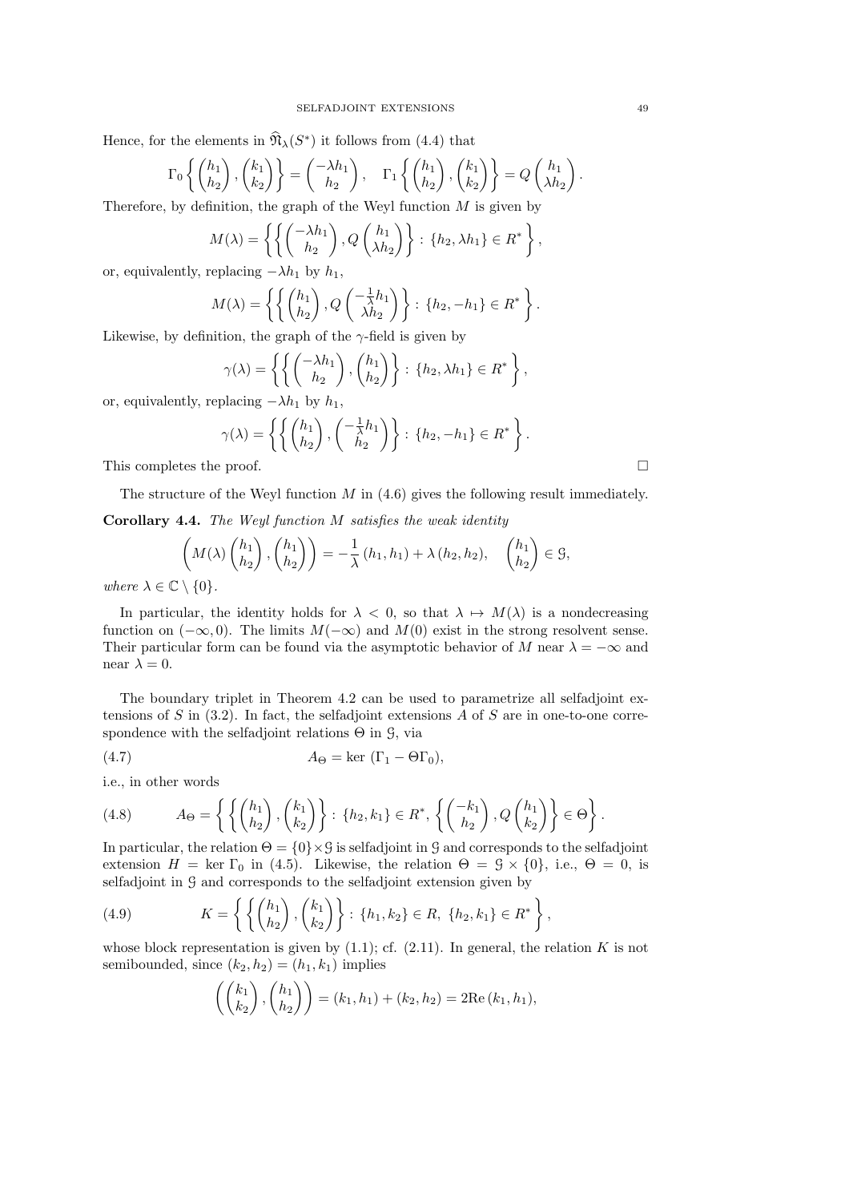Hence, for the elements in $\widehat{\mathfrak{N}}_\lambda(S^*)$ it follows from (4.4) that

$$\Gamma_0 \left\{ \begin{pmatrix} h_1 \\ h_2 \end{pmatrix}, \begin{pmatrix} k_1 \\ k_2 \end{pmatrix} \right\} = \begin{pmatrix} -\lambda h_1 \\ h_2 \end{pmatrix}, \quad \Gamma_1 \left\{ \begin{pmatrix} h_1 \\ h_2 \end{pmatrix}, \begin{pmatrix} k_1 \\ k_2 \end{pmatrix} \right\} = Q \begin{pmatrix} h_1 \\ \lambda h_2 \end{pmatrix}.$$

Therefore, by definition, the graph of the Weyl function $M$ is given by

$$M(\lambda) = \left\{ \left\{ \begin{pmatrix} -\lambda h_1 \\ h_2 \end{pmatrix}, Q \begin{pmatrix} h_1 \\ \lambda h_2 \end{pmatrix} \right\} : \{h_2, \lambda h_1\} \in R^* \right\},$$

or, equivalently, replacing $-\lambda h_1$ by $h_1$,

$$M(\lambda) = \left\{ \left\{ \begin{pmatrix} h_1 \\ h_2 \end{pmatrix}, Q \begin{pmatrix} -\frac{1}{\lambda} h_1 \\ \lambda h_2 \end{pmatrix} \right\} : \{h_2, -h_1\} \in R^* \right\}.$$

Likewise, by definition, the graph of the $\gamma$-field is given by

$$\gamma(\lambda) = \left\{ \left\{ \begin{pmatrix} -\lambda h_1 \\ h_2 \end{pmatrix}, \begin{pmatrix} h_1 \\ h_2 \end{pmatrix} \right\} : \{h_2, \lambda h_1\} \in R^* \right\},$$

or, equivalently, replacing $-\lambda h_1$ by $h_1$,

$$\gamma(\lambda) = \left\{ \left\{ \begin{pmatrix} h_1 \\ h_2 \end{pmatrix}, \begin{pmatrix} -\frac{1}{\lambda} h_1 \\ h_2 \end{pmatrix} \right\} : \{h_2, -h_1\} \in R^* \right\}.$$

This completes the proof. □

The structure of the Weyl function $M$ in (4.6) gives the following result immediately.

**Corollary 4.4.** *The Weyl function $M$ satisfies the weak identity*

$$\left( M(\lambda) \begin{pmatrix} h_1 \\ h_2 \end{pmatrix}, \begin{pmatrix} h_1 \\ h_2 \end{pmatrix} \right) = -\frac{1}{\lambda} (h_1, h_1) + \lambda (h_2, h_2), \quad \begin{pmatrix} h_1 \\ h_2 \end{pmatrix} \in \mathcal{G},$$

*where $\lambda \in \mathbb{C} \setminus \{0\}$.*

In particular, the identity holds for $\lambda < 0$, so that $\lambda \mapsto M(\lambda)$ is a nondecreasing function on $(-\infty, 0)$. The limits $M(-\infty)$ and $M(0)$ exist in the strong resolvent sense. Their particular form can be found via the asymptotic behavior of $M$ near $\lambda = -\infty$ and near $\lambda = 0$.

The boundary triplet in Theorem 4.2 can be used to parametrize all selfadjoint extensions of $S$ in (3.2). In fact, the selfadjoint extensions $A$ of $S$ are in one-to-one correspondence with the selfadjoint relations $\Theta$ in $\mathcal{G}$, via

$$A_\Theta = \ker\, (\Gamma_1 - \Theta \Gamma_0), \tag{4.7}$$

i.e., in other words

$$A_\Theta = \left\{ \left\{ \begin{pmatrix} h_1 \\ h_2 \end{pmatrix}, \begin{pmatrix} k_1 \\ k_2 \end{pmatrix} \right\} : \{h_2, k_1\} \in R^*, \left\{ \begin{pmatrix} -k_1 \\ h_2 \end{pmatrix}, Q \begin{pmatrix} h_1 \\ k_2 \end{pmatrix} \right\} \in \Theta \right\}. \tag{4.8}$$

In particular, the relation $\Theta = \{0\} \times \mathcal{G}$ is selfadjoint in $\mathcal{G}$ and corresponds to the selfadjoint extension $H = \ker \Gamma_0$ in (4.5). Likewise, the relation $\Theta = \mathcal{G} \times \{0\}$, i.e., $\Theta = 0$, is selfadjoint in $\mathcal{G}$ and corresponds to the selfadjoint extension given by

$$K = \left\{ \left\{ \begin{pmatrix} h_1 \\ h_2 \end{pmatrix}, \begin{pmatrix} k_1 \\ k_2 \end{pmatrix} \right\} : \{h_1, k_2\} \in R, \ \{h_2, k_1\} \in R^* \right\}, \tag{4.9}$$

whose block representation is given by (1.1); cf. (2.11). In general, the relation $K$ is not semibounded, since $(k_2, h_2) = (h_1, k_1)$ implies

$$\left( \begin{pmatrix} k_1 \\ k_2 \end{pmatrix}, \begin{pmatrix} h_1 \\ h_2 \end{pmatrix} \right) = (k_1, h_1) + (k_2, h_2) = 2\mathrm{Re}\, (k_1, h_1),$$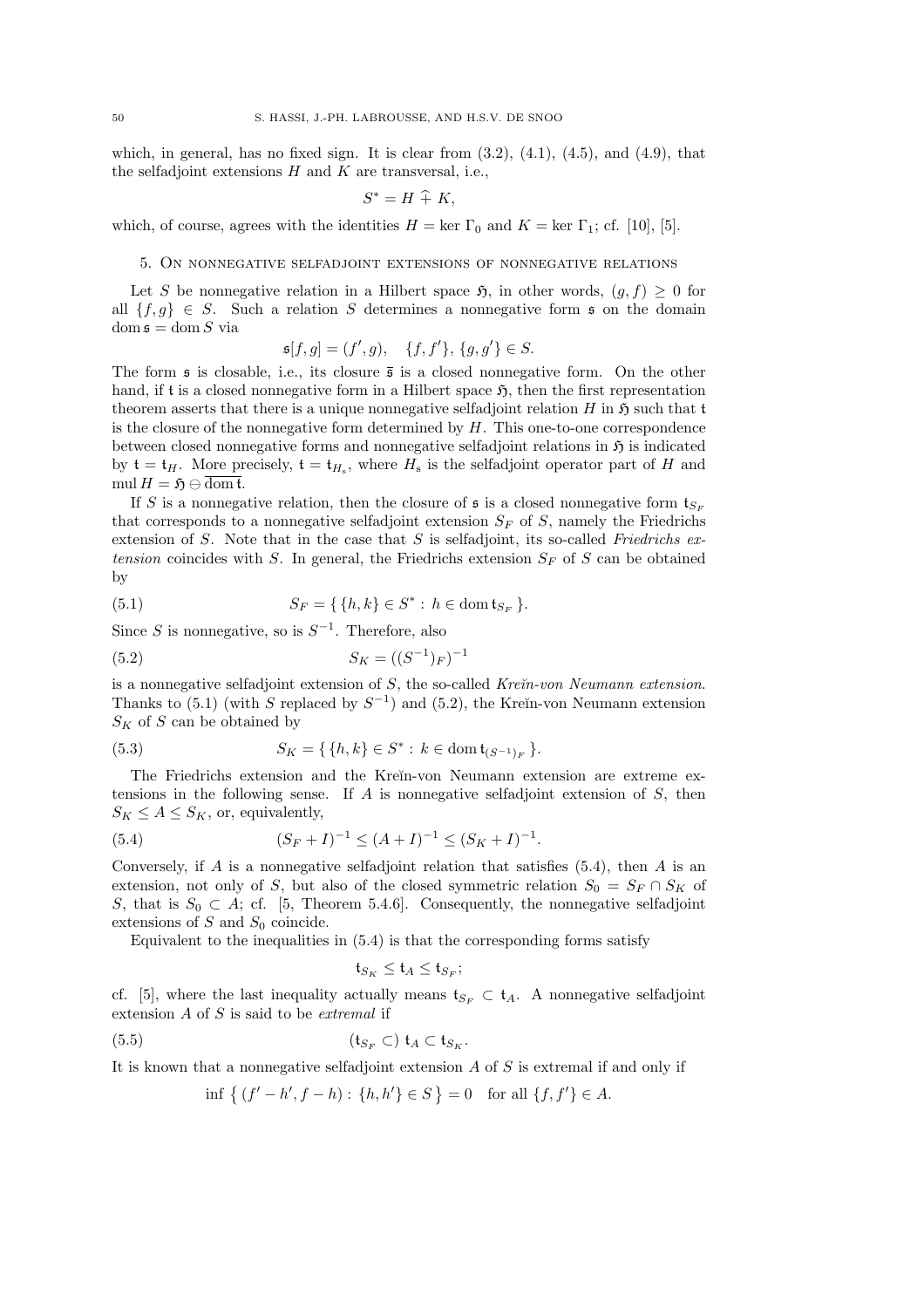which, in general, has no fixed sign. It is clear from (3.2), (4.1), (4.5), and (4.9), that the selfadjoint extensions $H$ and $K$ are transversal, i.e.,

$$S^* = H \,\widehat{+}\, K,$$

which, of course, agrees with the identities $H = \ker \Gamma_0$ and $K = \ker \Gamma_1$; cf. [10], [5].

## 5. On nonnegative selfadjoint extensions of nonnegative relations

Let $S$ be nonnegative relation in a Hilbert space $\mathfrak{H}$, in other words, $(g, f) \geq 0$ for all $\{f, g\} \in S$. Such a relation $S$ determines a nonnegative form $\mathfrak{s}$ on the domain $\operatorname{dom} \mathfrak{s} = \operatorname{dom} S$ via

$$\mathfrak{s}[f, g] = (f', g), \quad \{f, f'\}, \{g, g'\} \in S.$$

The form $\mathfrak{s}$ is closable, i.e., its closure $\bar{\mathfrak{s}}$ is a closed nonnegative form. On the other hand, if $\mathfrak{t}$ is a closed nonnegative form in a Hilbert space $\mathfrak{H}$, then the first representation theorem asserts that there is a unique nonnegative selfadjoint relation $H$ in $\mathfrak{H}$ such that $\mathfrak{t}$ is the closure of the nonnegative form determined by $H$. This one-to-one correspondence between closed nonnegative forms and nonnegative selfadjoint relations in $\mathfrak{H}$ is indicated by $\mathfrak{t} = \mathfrak{t}_H$. More precisely, $\mathfrak{t} = \mathfrak{t}_{H_{\rm s}}$, where $H_{\rm s}$ is the selfadjoint operator part of $H$ and $\operatorname{mul} H = \mathfrak{H} \ominus \overline{\operatorname{dom} \mathfrak{t}}$.

If $S$ is a nonnegative relation, then the closure of $\mathfrak{s}$ is a closed nonnegative form $\mathfrak{t}_{S_F}$ that corresponds to a nonnegative selfadjoint extension $S_F$ of $S$, namely the Friedrichs extension of $S$. Note that in the case that $S$ is selfadjoint, its so-called *Friedrichs extension* coincides with $S$. In general, the Friedrichs extension $S_F$ of $S$ can be obtained by

$$S_F = \{\, \{h, k\} \in S^* : \, h \in \operatorname{dom} \mathfrak{t}_{S_F} \,\}. \tag{5.1}$$

Since $S$ is nonnegative, so is $S^{-1}$. Therefore, also

$$S_K = ((S^{-1})_F)^{-1} \tag{5.2}$$

is a nonnegative selfadjoint extension of $S$, the so-called *Kreĭn-von Neumann extension*. Thanks to (5.1) (with $S$ replaced by $S^{-1}$) and (5.2), the Kreĭn-von Neumann extension $S_K$ of $S$ can be obtained by

$$S_K = \{\, \{h, k\} \in S^* : \, k \in \operatorname{dom} \mathfrak{t}_{(S^{-1})_F} \,\}. \tag{5.3}$$

The Friedrichs extension and the Kreĭn-von Neumann extension are extreme extensions in the following sense. If $A$ is nonnegative selfadjoint extension of $S$, then $S_K \leq A \leq S_K$, or, equivalently,

$$(S_F + I)^{-1} \leq (A + I)^{-1} \leq (S_K + I)^{-1}. \tag{5.4}$$

Conversely, if $A$ is a nonnegative selfadjoint relation that satisfies (5.4), then $A$ is an extension, not only of $S$, but also of the closed symmetric relation $S_0 = S_F \cap S_K$ of $S$, that is $S_0 \subset A$; cf. [5, Theorem 5.4.6]. Consequently, the nonnegative selfadjoint extensions of $S$ and $S_0$ coincide.

Equivalent to the inequalities in (5.4) is that the corresponding forms satisfy

$$\mathfrak{t}_{S_K} \leq \mathfrak{t}_A \leq \mathfrak{t}_{S_F};$$

cf. [5], where the last inequality actually means $\mathfrak{t}_{S_F} \subset \mathfrak{t}_A$. A nonnegative selfadjoint extension $A$ of $S$ is said to be *extremal* if

$$(\mathfrak{t}_{S_F} \subset) \; \mathfrak{t}_A \subset \mathfrak{t}_{S_K}. \tag{5.5}$$

It is known that a nonnegative selfadjoint extension $A$ of $S$ is extremal if and only if

$$\inf \left\{ \, (f' - h', f - h) : \{h, h'\} \in S \, \right\} = 0 \quad \text{for all } \{f, f'\} \in A.$$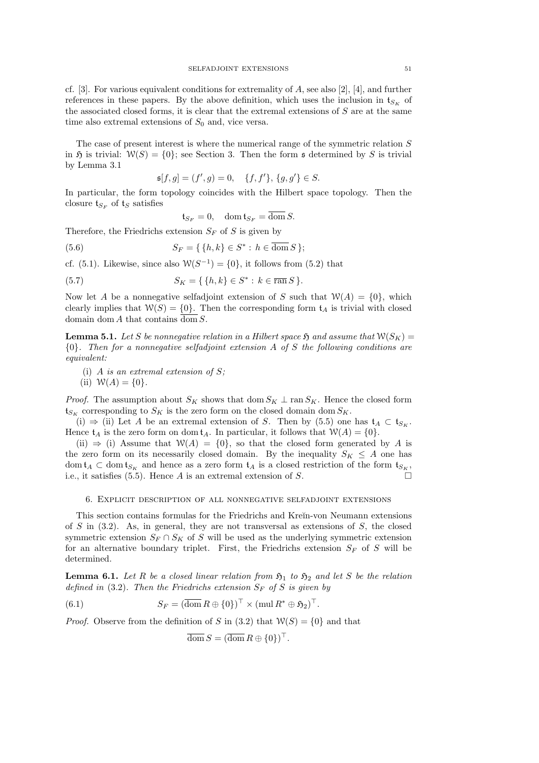cf. [3]. For various equivalent conditions for extremality of $A$, see also [2], [4], and further references in these papers. By the above definition, which uses the inclusion in $\mathfrak{t}_{S_K}$ of the associated closed forms, it is clear that the extremal extensions of $S$ are at the same time also extremal extensions of $S_0$ and, vice versa.

The case of present interest is where the numerical range of the symmetric relation $S$ in $\mathfrak{H}$ is trivial: $\mathcal{W}(S) = \{0\}$; see Section 3. Then the form $\mathfrak{s}$ determined by $S$ is trivial by Lemma 3.1

$$\mathfrak{s}[f, g] = (f', g) = 0, \quad \{f, f'\}, \{g, g'\} \in S.$$

In particular, the form topology coincides with the Hilbert space topology. Then the closure $\mathfrak{t}_{S_F}$ of $\mathfrak{t}_S$ satisfies

$$\mathfrak{t}_{S_F} = 0, \quad \operatorname{dom} \mathfrak{t}_{S_F} = \overline{\operatorname{dom}}\, S.$$

Therefore, the Friedrichs extension $S_F$ of $S$ is given by

$$S_F = \{\, \{h, k\} \in S^* : \, h \in \overline{\operatorname{dom}}\, S \,\}; \tag{5.6}$$

cf. (5.1). Likewise, since also $\mathcal{W}(S^{-1}) = \{0\}$, it follows from (5.2) that

$$S_K = \{\, \{h, k\} \in S^* : \, k \in \overline{\operatorname{ran}}\, S \,\}. \tag{5.7}$$

Now let $A$ be a nonnegative selfadjoint extension of $S$ such that $\mathcal{W}(A) = \{0\}$, which clearly implies that $\mathcal{W}(S) = \{0\}$. Then the corresponding form $\mathfrak{t}_A$ is trivial with closed domain $\operatorname{dom} A$ that contains $\overline{\operatorname{dom}}\, S$.

**Lemma 5.1.** *Let $S$ be nonnegative relation in a Hilbert space $\mathfrak{H}$ and assume that $\mathcal{W}(S_K) = \{0\}$. Then for a nonnegative selfadjoint extension $A$ of $S$ the following conditions are equivalent:*

- (i) *$A$ is an extremal extension of $S$;*
- (ii) *$\mathcal{W}(A) = \{0\}$.*

*Proof.* The assumption about $S_K$ shows that $\operatorname{dom} S_K \perp \operatorname{ran} S_K$. Hence the closed form $\mathfrak{t}_{S_K}$ corresponding to $S_K$ is the zero form on the closed domain $\operatorname{dom} S_K$.

(i) $\Rightarrow$ (ii) Let $A$ be an extremal extension of $S$. Then by (5.5) one has $\mathfrak{t}_A \subset \mathfrak{t}_{S_K}$. Hence $\mathfrak{t}_A$ is the zero form on $\operatorname{dom} \mathfrak{t}_A$. In particular, it follows that $\mathcal{W}(A) = \{0\}$.

(ii) $\Rightarrow$ (i) Assume that $\mathcal{W}(A) = \{0\}$, so that the closed form generated by $A$ is the zero form on its necessarily closed domain. By the inequality $S_K \leq A$ one has $\operatorname{dom} \mathfrak{t}_A \subset \operatorname{dom} \mathfrak{t}_{S_K}$ and hence as a zero form $\mathfrak{t}_A$ is a closed restriction of the form $\mathfrak{t}_{S_K}$, i.e., it satisfies (5.5). Hence $A$ is an extremal extension of $S$. $\square$

## 6. Explicit description of all nonnegative selfadjoint extensions

This section contains formulas for the Friedrichs and Kreĭn-von Neumann extensions of $S$ in (3.2). As, in general, they are not transversal as extensions of $S$, the closed symmetric extension $S_F \cap S_K$ of $S$ will be used as the underlying symmetric extension for an alternative boundary triplet. First, the Friedrichs extension $S_F$ of $S$ will be determined.

**Lemma 6.1.** *Let $R$ be a closed linear relation from $\mathfrak{H}_1$ to $\mathfrak{H}_2$ and let $S$ be the relation defined in* (3.2)*. Then the Friedrichs extension $S_F$ of $S$ is given by*

$$S_F = (\overline{\operatorname{dom}}\, R \oplus \{0\})^\top \times (\operatorname{mul} R^* \oplus \mathfrak{H}_2)^\top. \tag{6.1}$$

*Proof.* Observe from the definition of $S$ in (3.2) that $\mathcal{W}(S) = \{0\}$ and that

$$\overline{\operatorname{dom}}\, S = (\overline{\operatorname{dom}}\, R \oplus \{0\})^\top.$$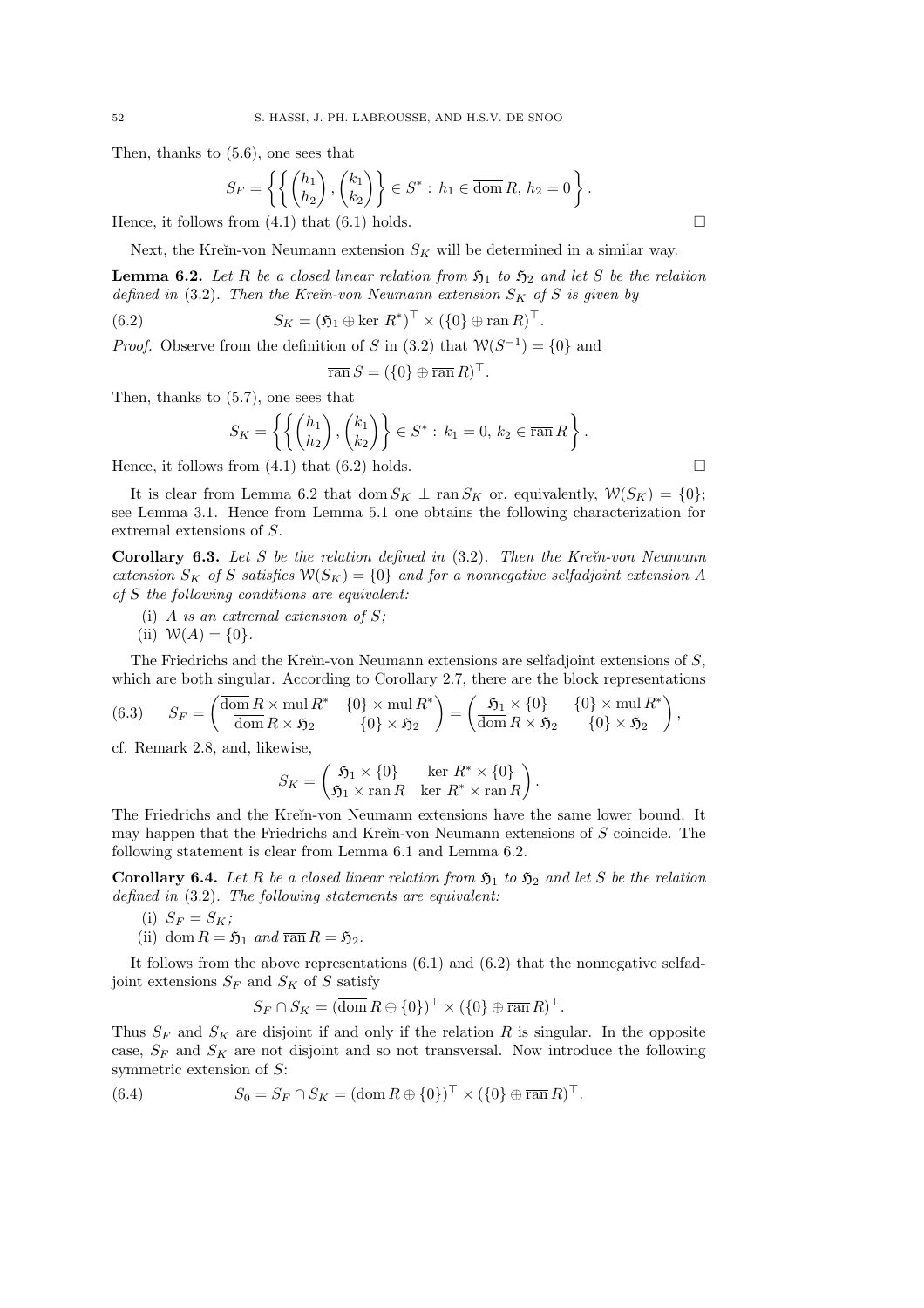Then, thanks to (5.6), one sees that

$$S_F = \left\{ \left\{ \begin{pmatrix} h_1 \\ h_2 \end{pmatrix}, \begin{pmatrix} k_1 \\ k_2 \end{pmatrix} \right\} \in S^* : \, h_1 \in \overline{\operatorname{dom}}\, R, \, h_2 = 0 \right\}.$$

Hence, it follows from (4.1) that (6.1) holds. □

Next, the Kreĭn-von Neumann extension $S_K$ will be determined in a similar way.

**Lemma 6.2.** *Let $R$ be a closed linear relation from $\mathfrak{H}_1$ to $\mathfrak{H}_2$ and let $S$ be the relation defined in* (3.2). *Then the Kreĭn-von Neumann extension $S_K$ of $S$ is given by*

$$S_K = (\mathfrak{H}_1 \oplus \ker R^*)^\top \times (\{0\} \oplus \overline{\operatorname{ran}}\, R)^\top. \tag{6.2}$$

*Proof.* Observe from the definition of $S$ in (3.2) that $\mathcal{W}(S^{-1}) = \{0\}$ and

$$\overline{\operatorname{ran}}\, S = (\{0\} \oplus \overline{\operatorname{ran}}\, R)^\top.$$

Then, thanks to (5.7), one sees that

$$S_K = \left\{ \left\{ \begin{pmatrix} h_1 \\ h_2 \end{pmatrix}, \begin{pmatrix} k_1 \\ k_2 \end{pmatrix} \right\} \in S^* : \, k_1 = 0, \, k_2 \in \overline{\operatorname{ran}}\, R \right\}.$$

Hence, it follows from (4.1) that (6.2) holds. □

It is clear from Lemma 6.2 that $\operatorname{dom} S_K \perp \operatorname{ran} S_K$ or, equivalently, $\mathcal{W}(S_K) = \{0\}$; see Lemma 3.1. Hence from Lemma 5.1 one obtains the following characterization for extremal extensions of $S$.

**Corollary 6.3.** *Let $S$ be the relation defined in* (3.2). *Then the Kreĭn-von Neumann extension $S_K$ of $S$ satisfies $\mathcal{W}(S_K) = \{0\}$ and for a nonnegative selfadjoint extension $A$ of $S$ the following conditions are equivalent:*

(i) *$A$ is an extremal extension of $S$;*
(ii) *$\mathcal{W}(A) = \{0\}$.*

The Friedrichs and the Kreĭn-von Neumann extensions are selfadjoint extensions of $S$, which are both singular. According to Corollary 2.7, there are the block representations

$$S_F = \begin{pmatrix} \overline{\operatorname{dom}}\, R \times \operatorname{mul} R^* & \{0\} \times \operatorname{mul} R^* \\ \overline{\operatorname{dom}}\, R \times \mathfrak{H}_2 & \{0\} \times \mathfrak{H}_2 \end{pmatrix} = \begin{pmatrix} \mathfrak{H}_1 \times \{0\} & \{0\} \times \operatorname{mul} R^* \\ \overline{\operatorname{dom}}\, R \times \mathfrak{H}_2 & \{0\} \times \mathfrak{H}_2 \end{pmatrix}, \tag{6.3}$$

cf. Remark 2.8, and, likewise,

$$S_K = \begin{pmatrix} \mathfrak{H}_1 \times \{0\} & \ker R^* \times \{0\} \\ \mathfrak{H}_1 \times \overline{\operatorname{ran}}\, R & \ker R^* \times \overline{\operatorname{ran}}\, R \end{pmatrix}.$$

The Friedrichs and the Kreĭn-von Neumann extensions have the same lower bound. It may happen that the Friedrichs and Kreĭn-von Neumann extensions of $S$ coincide. The following statement is clear from Lemma 6.1 and Lemma 6.2.

**Corollary 6.4.** *Let $R$ be a closed linear relation from $\mathfrak{H}_1$ to $\mathfrak{H}_2$ and let $S$ be the relation defined in* (3.2). *The following statements are equivalent:*

(i) *$S_F = S_K$;*
(ii) *$\overline{\operatorname{dom}}\, R = \mathfrak{H}_1$ and $\overline{\operatorname{ran}}\, R = \mathfrak{H}_2$.*

It follows from the above representations (6.1) and (6.2) that the nonnegative selfadjoint extensions $S_F$ and $S_K$ of $S$ satisfy

$$S_F \cap S_K = (\overline{\operatorname{dom}}\, R \oplus \{0\})^\top \times (\{0\} \oplus \overline{\operatorname{ran}}\, R)^\top.$$

Thus $S_F$ and $S_K$ are disjoint if and only if the relation $R$ is singular. In the opposite case, $S_F$ and $S_K$ are not disjoint and so not transversal. Now introduce the following symmetric extension of $S$:

$$S_0 = S_F \cap S_K = (\overline{\operatorname{dom}}\, R \oplus \{0\})^\top \times (\{0\} \oplus \overline{\operatorname{ran}}\, R)^\top. \tag{6.4}$$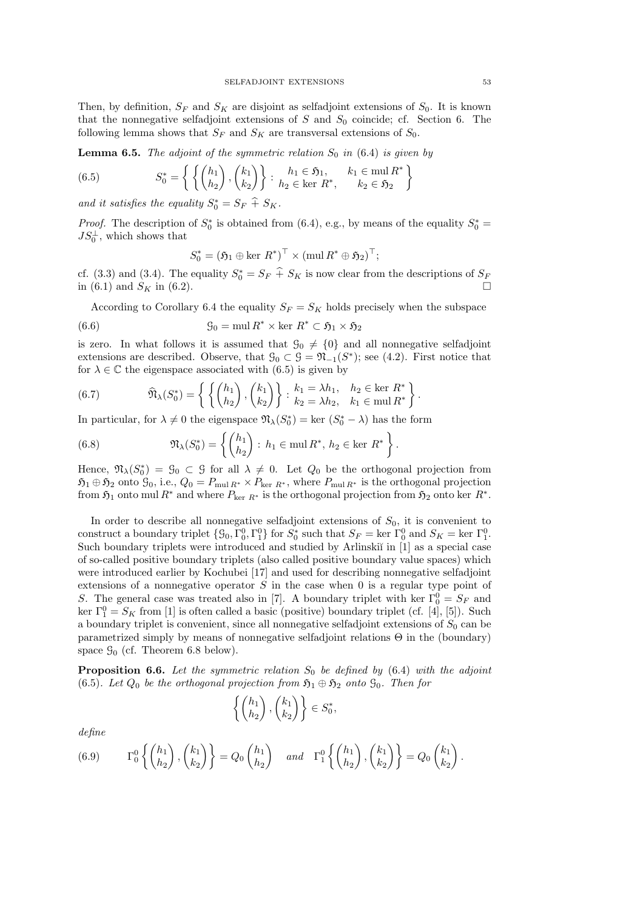Then, by definition, $S_F$ and $S_K$ are disjoint as selfadjoint extensions of $S_0$. It is known that the nonnegative selfadjoint extensions of $S$ and $S_0$ coincide; cf. Section 6. The following lemma shows that $S_F$ and $S_K$ are transversal extensions of $S_0$.

**Lemma 6.5.** *The adjoint of the symmetric relation $S_0$ in* (6.4) *is given by*

$$
S_0^* = \left\{ \left\{ \begin{pmatrix} h_1 \\ h_2 \end{pmatrix}, \begin{pmatrix} k_1 \\ k_2 \end{pmatrix} \right\} : \begin{array}{ll} h_1 \in \mathfrak{H}_1, & k_1 \in \operatorname{mul} R^* \\ h_2 \in \ker R^*, & k_2 \in \mathfrak{H}_2 \end{array} \right\} \tag{6.5}
$$

*and it satisfies the equality $S_0^* = S_F \,\widehat{+}\, S_K$.*

*Proof.* The description of $S_0^*$ is obtained from (6.4), e.g., by means of the equality $S_0^* = JS_0^\perp$, which shows that

$$
S_0^* = (\mathfrak{H}_1 \oplus \ker R^*)^\top \times (\operatorname{mul} R^* \oplus \mathfrak{H}_2)^\top;
$$

cf. (3.3) and (3.4). The equality $S_0^* = S_F \,\widehat{+}\, S_K$ is now clear from the descriptions of $S_F$ in (6.1) and $S_K$ in (6.2). □

According to Corollary 6.4 the equality $S_F = S_K$ holds precisely when the subspace

$$
\mathcal{G}_0 = \operatorname{mul} R^* \times \ker R^* \subset \mathfrak{H}_1 \times \mathfrak{H}_2 \tag{6.6}
$$

is zero. In what follows it is assumed that $\mathcal{G}_0 \neq \{0\}$ and all nonnegative selfadjoint extensions are described. Observe, that $\mathcal{G}_0 \subset \mathcal{G} = \mathfrak{N}_{-1}(S^*)$; see (4.2). First notice that for $\lambda \in \mathbb{C}$ the eigenspace associated with (6.5) is given by

$$
\widehat{\mathfrak{N}}_\lambda(S_0^*) = \left\{ \left\{ \begin{pmatrix} h_1 \\ h_2 \end{pmatrix}, \begin{pmatrix} k_1 \\ k_2 \end{pmatrix} \right\} : \begin{array}{ll} k_1 = \lambda h_1, & h_2 \in \ker R^* \\ k_2 = \lambda h_2, & k_1 \in \operatorname{mul} R^* \end{array} \right\}. \tag{6.7}
$$

In particular, for $\lambda \neq 0$ the eigenspace $\mathfrak{N}_\lambda(S_0^*) = \ker (S_0^* - \lambda)$ has the form

$$
\mathfrak{N}_\lambda(S_0^*) = \left\{ \begin{pmatrix} h_1 \\ h_2 \end{pmatrix} : h_1 \in \operatorname{mul} R^*,\ h_2 \in \ker R^* \right\}. \tag{6.8}
$$

Hence, $\mathfrak{N}_\lambda(S_0^*) = \mathcal{G}_0 \subset \mathcal{G}$ for all $\lambda \neq 0$. Let $Q_0$ be the orthogonal projection from $\mathfrak{H}_1 \oplus \mathfrak{H}_2$ onto $\mathcal{G}_0$, i.e., $Q_0 = P_{\operatorname{mul} R^*} \times P_{\ker R^*}$, where $P_{\operatorname{mul} R^*}$ is the orthogonal projection from $\mathfrak{H}_1$ onto $\operatorname{mul} R^*$ and where $P_{\ker R^*}$ is the orthogonal projection from $\mathfrak{H}_2$ onto $\ker R^*$.

In order to describe all nonnegative selfadjoint extensions of $S_0$, it is convenient to construct a boundary triplet $\{\mathcal{G}_0, \Gamma_0^0, \Gamma_1^0\}$ for $S_0^*$ such that $S_F = \ker \Gamma_0^0$ and $S_K = \ker \Gamma_1^0$. Such boundary triplets were introduced and studied by Arlinskiĭ in [1] as a special case of so-called positive boundary triplets (also called positive boundary value spaces) which were introduced earlier by Kochubei [17] and used for describing nonnegative selfadjoint extensions of a nonnegative operator $S$ in the case when 0 is a regular type point of $S$. The general case was treated also in [7]. A boundary triplet with $\ker \Gamma_0^0 = S_F$ and $\ker \Gamma_1^0 = S_K$ from [1] is often called a basic (positive) boundary triplet (cf. [4], [5]). Such a boundary triplet is convenient, since all nonnegative selfadjoint extensions of $S_0$ can be parametrized simply by means of nonnegative selfadjoint relations $\Theta$ in the (boundary) space $\mathcal{G}_0$ (cf. Theorem 6.8 below).

**Proposition 6.6.** *Let the symmetric relation $S_0$ be defined by* (6.4) *with the adjoint* (6.5). *Let $Q_0$ be the orthogonal projection from $\mathfrak{H}_1 \oplus \mathfrak{H}_2$ onto $\mathcal{G}_0$. Then for*

$$
\left\{ \begin{pmatrix} h_1 \\ h_2 \end{pmatrix}, \begin{pmatrix} k_1 \\ k_2 \end{pmatrix} \right\} \in S_0^*,
$$

*define*

$$
\Gamma_0^0 \left\{ \begin{pmatrix} h_1 \\ h_2 \end{pmatrix}, \begin{pmatrix} k_1 \\ k_2 \end{pmatrix} \right\} = Q_0 \begin{pmatrix} h_1 \\ h_2 \end{pmatrix} \quad \text{and} \quad \Gamma_1^0 \left\{ \begin{pmatrix} h_1 \\ h_2 \end{pmatrix}, \begin{pmatrix} k_1 \\ k_2 \end{pmatrix} \right\} = Q_0 \begin{pmatrix} k_1 \\ k_2 \end{pmatrix}. \tag{6.9}
$$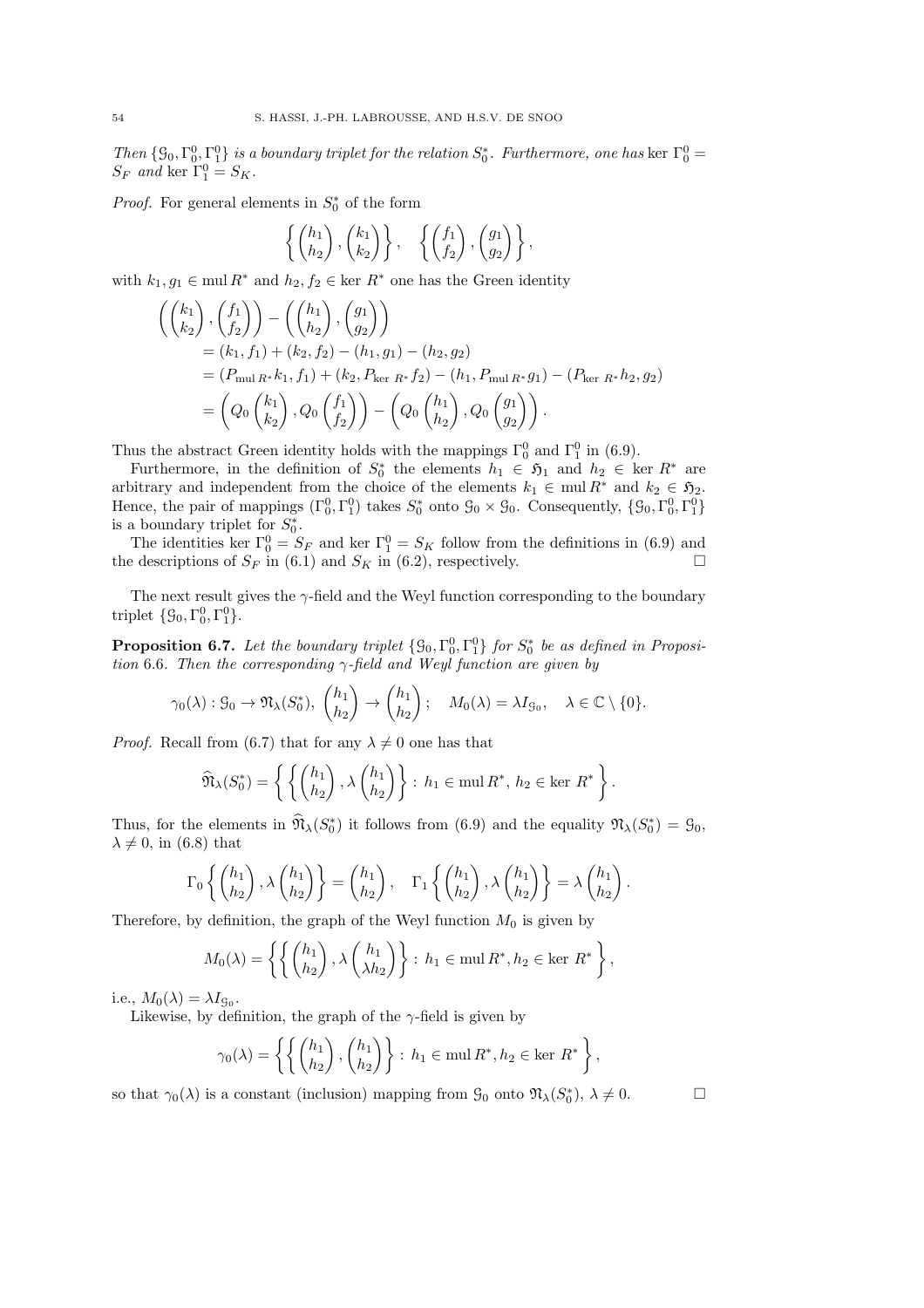*Then $\{\mathcal{G}_0, \Gamma_0^0, \Gamma_1^0\}$ is a boundary triplet for the relation $S_0^*$. Furthermore, one has* $\ker \Gamma_0^0 = S_F$ *and* $\ker \Gamma_1^0 = S_K$.

*Proof.* For general elements in $S_0^*$ of the form

$$\left\{ \begin{pmatrix} h_1 \\ h_2 \end{pmatrix}, \begin{pmatrix} k_1 \\ k_2 \end{pmatrix} \right\}, \quad \left\{ \begin{pmatrix} f_1 \\ f_2 \end{pmatrix}, \begin{pmatrix} g_1 \\ g_2 \end{pmatrix} \right\},$$

with $k_1, g_1 \in \operatorname{mul} R^*$ and $h_2, f_2 \in \ker R^*$ one has the Green identity

$$\begin{aligned}
\left( \begin{pmatrix} k_1 \\ k_2 \end{pmatrix}, \begin{pmatrix} f_1 \\ f_2 \end{pmatrix} \right) - \left( \begin{pmatrix} h_1 \\ h_2 \end{pmatrix}, \begin{pmatrix} g_1 \\ g_2 \end{pmatrix} \right)
&= (k_1, f_1) + (k_2, f_2) - (h_1, g_1) - (h_2, g_2) \\
&= (P_{\operatorname{mul} R^*} k_1, f_1) + (k_2, P_{\ker R^*} f_2) - (h_1, P_{\operatorname{mul} R^*} g_1) - (P_{\ker R^*} h_2, g_2) \\
&= \left( Q_0 \begin{pmatrix} k_1 \\ k_2 \end{pmatrix}, Q_0 \begin{pmatrix} f_1 \\ f_2 \end{pmatrix} \right) - \left( Q_0 \begin{pmatrix} h_1 \\ h_2 \end{pmatrix}, Q_0 \begin{pmatrix} g_1 \\ g_2 \end{pmatrix} \right).
\end{aligned}$$

Thus the abstract Green identity holds with the mappings $\Gamma_0^0$ and $\Gamma_1^0$ in (6.9).

Furthermore, in the definition of $S_0^*$ the elements $h_1 \in \mathfrak{H}_1$ and $h_2 \in \ker R^*$ are arbitrary and independent from the choice of the elements $k_1 \in \operatorname{mul} R^*$ and $k_2 \in \mathfrak{H}_2$. Hence, the pair of mappings $(\Gamma_0^0, \Gamma_1^0)$ takes $S_0^*$ onto $\mathcal{G}_0 \times \mathcal{G}_0$. Consequently, $\{\mathcal{G}_0, \Gamma_0^0, \Gamma_1^0\}$ is a boundary triplet for $S_0^*$.

The identities $\ker \Gamma_0^0 = S_F$ and $\ker \Gamma_1^0 = S_K$ follow from the definitions in (6.9) and the descriptions of $S_F$ in (6.1) and $S_K$ in (6.2), respectively. $\square$

The next result gives the $\gamma$-field and the Weyl function corresponding to the boundary triplet $\{\mathcal{G}_0, \Gamma_0^0, \Gamma_1^0\}$.

**Proposition 6.7.** *Let the boundary triplet $\{\mathcal{G}_0, \Gamma_0^0, \Gamma_1^0\}$ for $S_0^*$ be as defined in Proposition* 6.6. *Then the corresponding $\gamma$-field and Weyl function are given by*

$$\gamma_0(\lambda) : \mathcal{G}_0 \to \mathfrak{N}_\lambda(S_0^*), \ \begin{pmatrix} h_1 \\ h_2 \end{pmatrix} \to \begin{pmatrix} h_1 \\ h_2 \end{pmatrix}; \quad M_0(\lambda) = \lambda I_{\mathcal{G}_0}, \quad \lambda \in \mathbb{C} \setminus \{0\}.$$

*Proof.* Recall from (6.7) that for any $\lambda \neq 0$ one has that

$$\widehat{\mathfrak{N}}_\lambda(S_0^*) = \left\{ \left\{ \begin{pmatrix} h_1 \\ h_2 \end{pmatrix}, \lambda \begin{pmatrix} h_1 \\ h_2 \end{pmatrix} \right\} : \, h_1 \in \operatorname{mul} R^*, \, h_2 \in \ker R^* \right\}.$$

Thus, for the elements in $\widehat{\mathfrak{N}}_\lambda(S_0^*)$ it follows from (6.9) and the equality $\mathfrak{N}_\lambda(S_0^*) = \mathcal{G}_0$, $\lambda \neq 0$, in (6.8) that

$$\Gamma_0 \left\{ \begin{pmatrix} h_1 \\ h_2 \end{pmatrix}, \lambda \begin{pmatrix} h_1 \\ h_2 \end{pmatrix} \right\} = \begin{pmatrix} h_1 \\ h_2 \end{pmatrix}, \quad \Gamma_1 \left\{ \begin{pmatrix} h_1 \\ h_2 \end{pmatrix}, \lambda \begin{pmatrix} h_1 \\ h_2 \end{pmatrix} \right\} = \lambda \begin{pmatrix} h_1 \\ h_2 \end{pmatrix}.$$

Therefore, by definition, the graph of the Weyl function $M_0$ is given by

$$M_0(\lambda) = \left\{ \left\{ \begin{pmatrix} h_1 \\ h_2 \end{pmatrix}, \lambda \begin{pmatrix} h_1 \\ \lambda h_2 \end{pmatrix} \right\} : \, h_1 \in \operatorname{mul} R^*, h_2 \in \ker R^* \right\},$$

i.e., $M_0(\lambda) = \lambda I_{\mathcal{G}_0}$.

Likewise, by definition, the graph of the $\gamma$-field is given by

$$\gamma_0(\lambda) = \left\{ \left\{ \begin{pmatrix} h_1 \\ h_2 \end{pmatrix}, \begin{pmatrix} h_1 \\ h_2 \end{pmatrix} \right\} : \, h_1 \in \operatorname{mul} R^*, h_2 \in \ker R^* \right\},$$

so that $\gamma_0(\lambda)$ is a constant (inclusion) mapping from $\mathcal{G}_0$ onto $\mathfrak{N}_\lambda(S_0^*)$, $\lambda \neq 0$. $\square$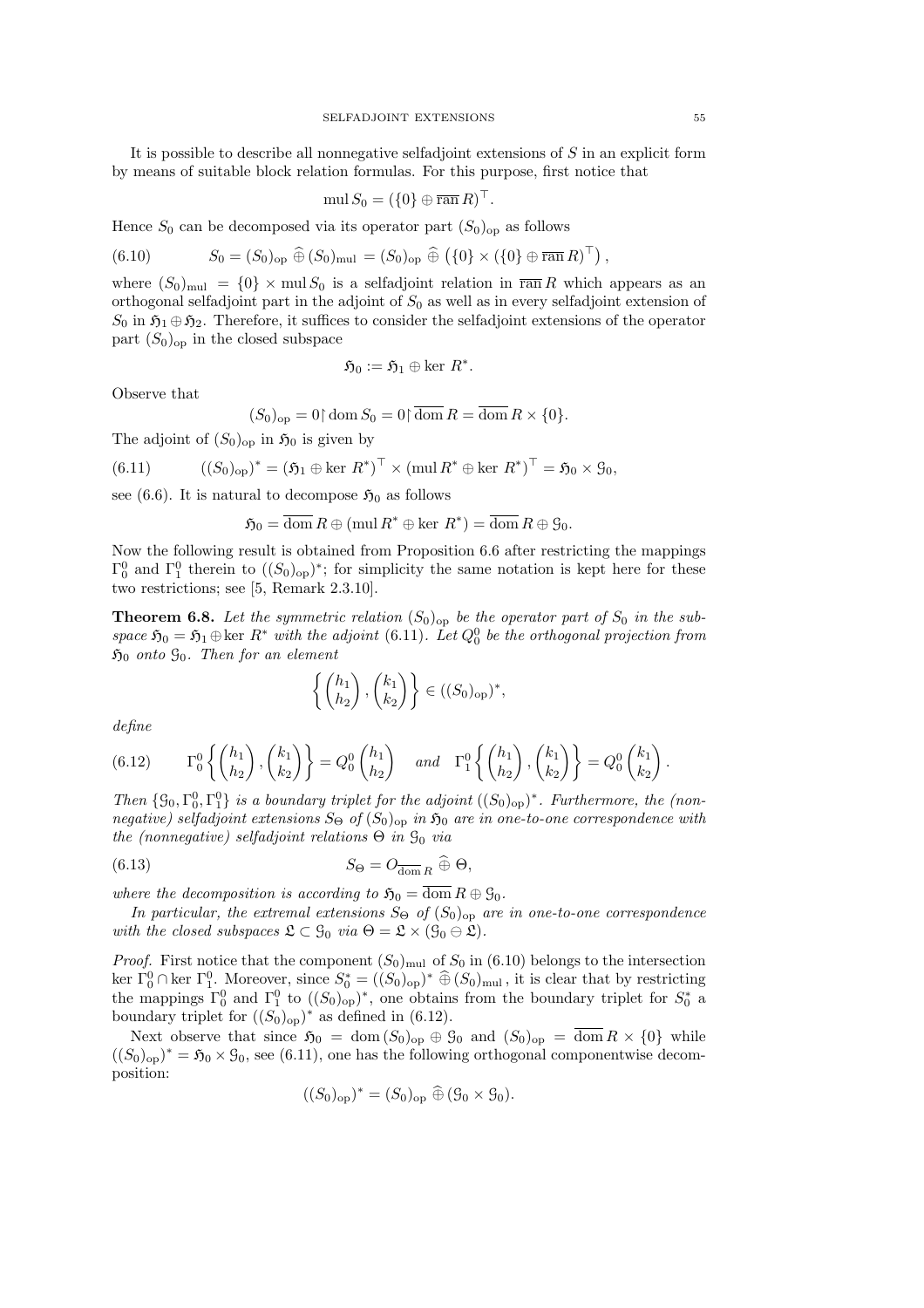It is possible to describe all nonnegative selfadjoint extensions of $S$ in an explicit form by means of suitable block relation formulas. For this purpose, first notice that

$$\operatorname{mul} S_0 = (\{0\} \oplus \overline{\operatorname{ran}}\, R)^\top.$$

Hence $S_0$ can be decomposed via its operator part $(S_0)_{\rm op}$ as follows

$$S_0 = (S_0)_{\rm op} \,\widehat{\oplus}\, (S_0)_{\rm mul} = (S_0)_{\rm op} \,\widehat{\oplus}\, \left(\{0\} \times (\{0\} \oplus \overline{\operatorname{ran}}\, R)^\top\right), \tag{6.10}$$

where $(S_0)_{\rm mul} = \{0\} \times \operatorname{mul} S_0$ is a selfadjoint relation in $\overline{\operatorname{ran}}\, R$ which appears as an orthogonal selfadjoint part in the adjoint of $S_0$ as well as in every selfadjoint extension of $S_0$ in $\mathfrak{H}_1 \oplus \mathfrak{H}_2$. Therefore, it suffices to consider the selfadjoint extensions of the operator part $(S_0)_{\rm op}$ in the closed subspace

$$\mathfrak{H}_0 := \mathfrak{H}_1 \oplus \ker R^*.$$

Observe that

$$(S_0)_{\rm op} = 0\!\restriction \operatorname{dom} S_0 = 0\!\restriction \overline{\operatorname{dom}}\, R = \overline{\operatorname{dom}}\, R \times \{0\}.$$

The adjoint of $(S_0)_{\rm op}$ in $\mathfrak{H}_0$ is given by

$$((S_0)_{\rm op})^* = (\mathfrak{H}_1 \oplus \ker R^*)^\top \times (\operatorname{mul} R^* \oplus \ker R^*)^\top = \mathfrak{H}_0 \times \mathcal{G}_0, \tag{6.11}$$

see (6.6). It is natural to decompose $\mathfrak{H}_0$ as follows

$$\mathfrak{H}_0 = \overline{\operatorname{dom}}\, R \oplus (\operatorname{mul} R^* \oplus \ker R^*) = \overline{\operatorname{dom}}\, R \oplus \mathcal{G}_0.$$

Now the following result is obtained from Proposition 6.6 after restricting the mappings $\Gamma_0^0$ and $\Gamma_1^0$ therein to $((S_0)_{\rm op})^*$; for simplicity the same notation is kept here for these two restrictions; see [5, Remark 2.3.10].

**Theorem 6.8.** *Let the symmetric relation $(S_0)_{\rm op}$ be the operator part of $S_0$ in the subspace $\mathfrak{H}_0 = \mathfrak{H}_1 \oplus \ker R^*$ with the adjoint (6.11). Let $Q_0^0$ be the orthogonal projection from $\mathfrak{H}_0$ onto $\mathcal{G}_0$. Then for an element*

$$\left\{ \begin{pmatrix} h_1 \\ h_2 \end{pmatrix}, \begin{pmatrix} k_1 \\ k_2 \end{pmatrix} \right\} \in ((S_0)_{\rm op})^*,$$

*define*

$$\Gamma_0^0 \left\{ \begin{pmatrix} h_1 \\ h_2 \end{pmatrix}, \begin{pmatrix} k_1 \\ k_2 \end{pmatrix} \right\} = Q_0^0 \begin{pmatrix} h_1 \\ h_2 \end{pmatrix} \quad \text{and} \quad \Gamma_1^0 \left\{ \begin{pmatrix} h_1 \\ h_2 \end{pmatrix}, \begin{pmatrix} k_1 \\ k_2 \end{pmatrix} \right\} = Q_0^0 \begin{pmatrix} k_1 \\ k_2 \end{pmatrix}. \tag{6.12}$$

*Then $\{\mathcal{G}_0, \Gamma_0^0, \Gamma_1^0\}$ is a boundary triplet for the adjoint $((S_0)_{\rm op})^*$. Furthermore, the (nonnegative) selfadjoint extensions $S_\Theta$ of $(S_0)_{\rm op}$ in $\mathfrak{H}_0$ are in one-to-one correspondence with the (nonnegative) selfadjoint relations $\Theta$ in $\mathcal{G}_0$ via*

$$S_\Theta = O_{\overline{\operatorname{dom}}\, R} \,\widehat{\oplus}\, \Theta, \tag{6.13}$$

*where the decomposition is according to $\mathfrak{H}_0 = \overline{\operatorname{dom}}\, R \oplus \mathcal{G}_0$.*

*In particular, the extremal extensions $S_\Theta$ of $(S_0)_{\rm op}$ are in one-to-one correspondence with the closed subspaces $\mathfrak{L} \subset \mathcal{G}_0$ via $\Theta = \mathfrak{L} \times (\mathcal{G}_0 \ominus \mathfrak{L})$.*

*Proof.* First notice that the component $(S_0)_{\rm mul}$ of $S_0$ in (6.10) belongs to the intersection $\ker \Gamma_0^0 \cap \ker \Gamma_1^0$. Moreover, since $S_0^* = ((S_0)_{\rm op})^* \,\widehat{\oplus}\, (S_0)_{\rm mul}$, it is clear that by restricting the mappings $\Gamma_0^0$ and $\Gamma_1^0$ to $((S_0)_{\rm op})^*$, one obtains from the boundary triplet for $S_0^*$ a boundary triplet for $((S_0)_{\rm op})^*$ as defined in (6.12).

Next observe that since $\mathfrak{H}_0 = \operatorname{dom}(S_0)_{\rm op} \oplus \mathcal{G}_0$ and $(S_0)_{\rm op} = \overline{\operatorname{dom}}\, R \times \{0\}$ while $((S_0)_{\rm op})^* = \mathfrak{H}_0 \times \mathcal{G}_0$, see (6.11), one has the following orthogonal componentwise decomposition:

$$((S_0)_{\rm op})^* = (S_0)_{\rm op} \,\widehat{\oplus}\, (\mathcal{G}_0 \times \mathcal{G}_0).$$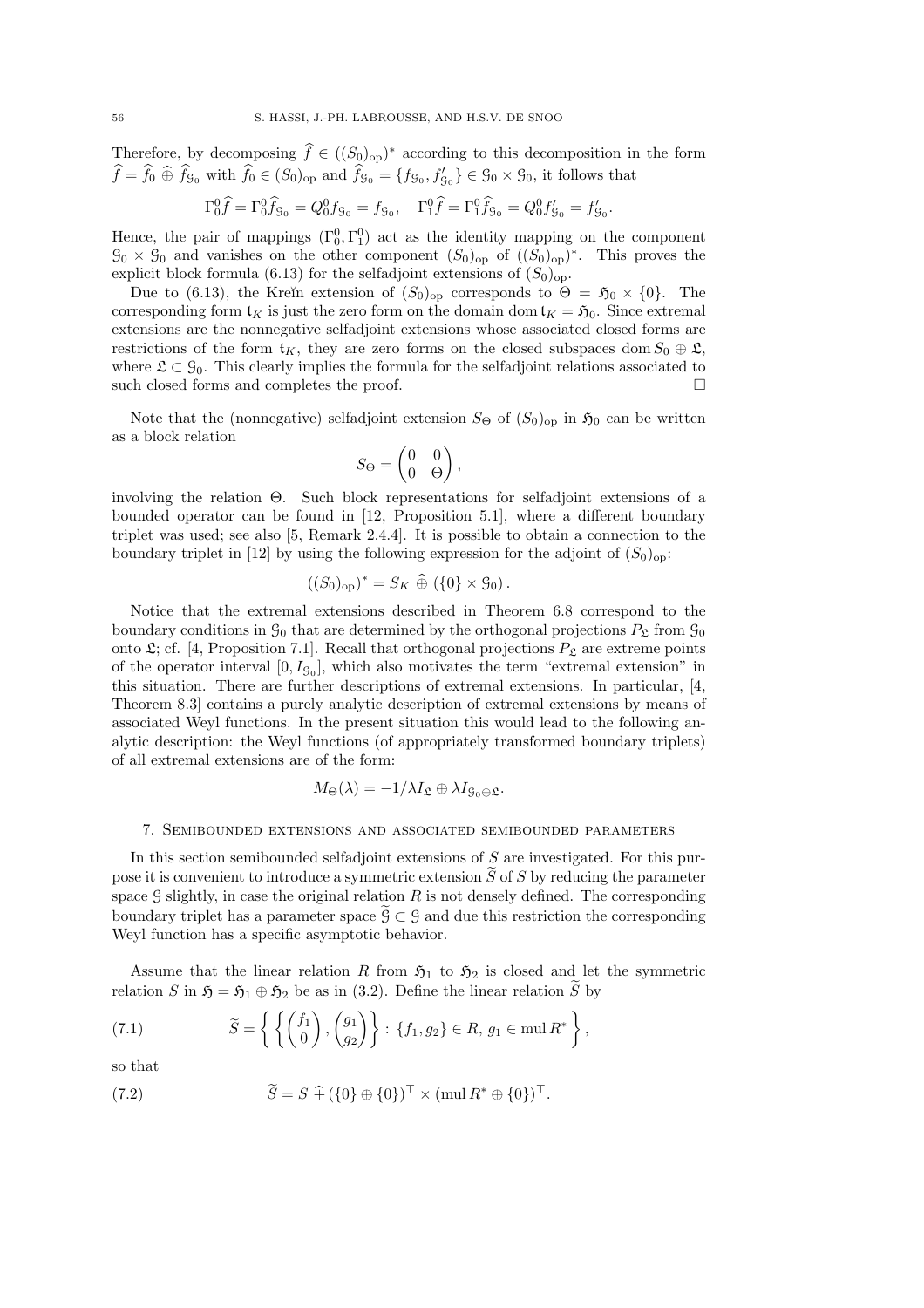Therefore, by decomposing $\widehat{f} \in ((S_0)_{\rm op})^*$ according to this decomposition in the form $\widehat{f} = \widehat{f}_0 \,\widehat{\oplus}\, \widehat{f}_{\mathcal{G}_0}$ with $\widehat{f}_0 \in (S_0)_{\rm op}$ and $\widehat{f}_{\mathcal{G}_0} = \{f_{\mathcal{G}_0}, f'_{\mathcal{G}_0}\} \in \mathcal{G}_0 \times \mathcal{G}_0$, it follows that

$$\Gamma_0^0 \widehat{f} = \Gamma_0^0 \widehat{f}_{\mathcal{G}_0} = Q_0^0 f_{\mathcal{G}_0} = f_{\mathcal{G}_0}, \quad \Gamma_1^0 \widehat{f} = \Gamma_1^0 \widehat{f}_{\mathcal{G}_0} = Q_0^0 f'_{\mathcal{G}_0} = f'_{\mathcal{G}_0}.$$

Hence, the pair of mappings $(\Gamma_0^0, \Gamma_1^0)$ act as the identity mapping on the component $\mathcal{G}_0 \times \mathcal{G}_0$ and vanishes on the other component $(S_0)_{\rm op}$ of $((S_0)_{\rm op})^*$. This proves the explicit block formula (6.13) for the selfadjoint extensions of $(S_0)_{\rm op}$.

Due to (6.13), the Kreĭn extension of $(S_0)_{\rm op}$ corresponds to $\Theta = \mathfrak{H}_0 \times \{0\}$. The corresponding form $\mathfrak{t}_K$ is just the zero form on the domain $\operatorname{dom} \mathfrak{t}_K = \mathfrak{H}_0$. Since extremal extensions are the nonnegative selfadjoint extensions whose associated closed forms are restrictions of the form $\mathfrak{t}_K$, they are zero forms on the closed subspaces $\operatorname{dom} S_0 \oplus \mathfrak{L}$, where $\mathfrak{L} \subset \mathcal{G}_0$. This clearly implies the formula for the selfadjoint relations associated to such closed forms and completes the proof. $\square$

Note that the (nonnegative) selfadjoint extension $S_\Theta$ of $(S_0)_{\rm op}$ in $\mathfrak{H}_0$ can be written as a block relation

$$S_\Theta = \begin{pmatrix} 0 & 0 \\ 0 & \Theta \end{pmatrix},$$

involving the relation $\Theta$. Such block representations for selfadjoint extensions of a bounded operator can be found in [12, Proposition 5.1], where a different boundary triplet was used; see also [5, Remark 2.4.4]. It is possible to obtain a connection to the boundary triplet in [12] by using the following expression for the adjoint of $(S_0)_{\rm op}$:

$$((S_0)_{\rm op})^* = S_K \,\widehat{\oplus}\, (\{0\} \times \mathcal{G}_0).$$

Notice that the extremal extensions described in Theorem 6.8 correspond to the boundary conditions in $\mathcal{G}_0$ that are determined by the orthogonal projections $P_{\mathfrak{L}}$ from $\mathcal{G}_0$ onto $\mathfrak{L}$; cf. [4, Proposition 7.1]. Recall that orthogonal projections $P_{\mathfrak{L}}$ are extreme points of the operator interval $[0, I_{\mathcal{G}_0}]$, which also motivates the term "extremal extension" in this situation. There are further descriptions of extremal extensions. In particular, [4, Theorem 8.3] contains a purely analytic description of extremal extensions by means of associated Weyl functions. In the present situation this would lead to the following analytic description: the Weyl functions (of appropriately transformed boundary triplets) of all extremal extensions are of the form:

$$M_\Theta(\lambda) = -1/\lambda I_{\mathfrak{L}} \oplus \lambda I_{\mathcal{G}_0 \ominus \mathfrak{L}}.$$

## 7. Semibounded extensions and associated semibounded parameters

In this section semibounded selfadjoint extensions of $S$ are investigated. For this purpose it is convenient to introduce a symmetric extension $\widetilde{S}$ of $S$ by reducing the parameter space $\mathcal{G}$ slightly, in case the original relation $R$ is not densely defined. The corresponding boundary triplet has a parameter space $\widetilde{\mathcal{G}} \subset \mathcal{G}$ and due this restriction the corresponding Weyl function has a specific asymptotic behavior.

Assume that the linear relation $R$ from $\mathfrak{H}_1$ to $\mathfrak{H}_2$ is closed and let the symmetric relation $S$ in $\mathfrak{H} = \mathfrak{H}_1 \oplus \mathfrak{H}_2$ be as in (3.2). Define the linear relation $\widetilde{S}$ by

$$\widetilde{S} = \left\{ \left\{ \begin{pmatrix} f_1 \\ 0 \end{pmatrix}, \begin{pmatrix} g_1 \\ g_2 \end{pmatrix} \right\} : \{f_1, g_2\} \in R, \, g_1 \in \operatorname{mul} R^* \right\}, \tag{7.1}$$

so that

$$\widetilde{S} = S \,\widehat{+}\, (\{0\} \oplus \{0\})^\top \times (\operatorname{mul} R^* \oplus \{0\})^\top. \tag{7.2}$$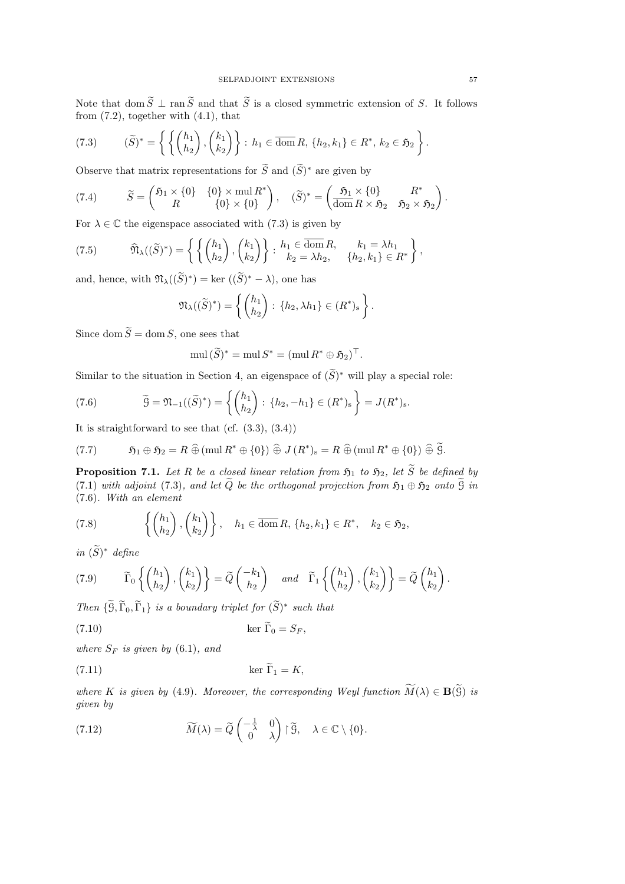Note that $\operatorname{dom} \widetilde{S} \perp \operatorname{ran} \widetilde{S}$ and that $\widetilde{S}$ is a closed symmetric extension of $S$. It follows from (7.2), together with (4.1), that

$$
(\widetilde{S})^* = \left\{ \left\{ \begin{pmatrix} h_1 \\ h_2 \end{pmatrix}, \begin{pmatrix} k_1 \\ k_2 \end{pmatrix} \right\} : \, h_1 \in \overline{\operatorname{dom}}\, R, \, \{h_2, k_1\} \in R^*, \, k_2 \in \mathfrak{H}_2 \right\}. \tag{7.3}
$$

Observe that matrix representations for $\widetilde{S}$ and $(\widetilde{S})^*$ are given by

$$
\widetilde{S} = \begin{pmatrix} \mathfrak{H}_1 \times \{0\} & \{0\} \times \operatorname{mul} R^* \\ R & \{0\} \times \{0\} \end{pmatrix}, \quad (\widetilde{S})^* = \begin{pmatrix} \mathfrak{H}_1 \times \{0\} & R^* \\ \overline{\operatorname{dom}}\, R \times \mathfrak{H}_2 & \mathfrak{H}_2 \times \mathfrak{H}_2 \end{pmatrix}. \tag{7.4}
$$

For $\lambda \in \mathbb{C}$ the eigenspace associated with (7.3) is given by

$$
\widehat{\mathfrak{N}}_\lambda((\widetilde{S})^*) = \left\{ \left\{ \begin{pmatrix} h_1 \\ h_2 \end{pmatrix}, \begin{pmatrix} k_1 \\ k_2 \end{pmatrix} \right\} : \begin{array}{ll} h_1 \in \overline{\operatorname{dom}}\, R, & k_1 = \lambda h_1 \\ k_2 = \lambda h_2, & \{h_2, k_1\} \in R^* \end{array} \right\}, \tag{7.5}
$$

and, hence, with $\mathfrak{N}_\lambda((\widetilde{S})^*) = \ker\,((\widetilde{S})^* - \lambda)$, one has

$$
\mathfrak{N}_\lambda((\widetilde{S})^*) = \left\{ \begin{pmatrix} h_1 \\ h_2 \end{pmatrix} : \, \{h_2, \lambda h_1\} \in (R^*)_{\rm s} \right\}.
$$

Since $\operatorname{dom} \widetilde{S} = \operatorname{dom} S$, one sees that

$$
\operatorname{mul} (\widetilde{S})^* = \operatorname{mul} S^* = (\operatorname{mul} R^* \oplus \mathfrak{H}_2)^\top.
$$

Similar to the situation in Section 4, an eigenspace of $(\widetilde{S})^*$ will play a special role:

$$
\widetilde{\mathfrak{G}} = \mathfrak{N}_{-1}((\widetilde{S})^*) = \left\{ \begin{pmatrix} h_1 \\ h_2 \end{pmatrix} : \, \{h_2, -h_1\} \in (R^*)_{\rm s} \right\} = J(R^*)_{\rm s}. \tag{7.6}
$$

It is straightforward to see that (cf. (3.3), (3.4))

$$
\mathfrak{H}_1 \oplus \mathfrak{H}_2 = R \,\widehat{\oplus}\, (\operatorname{mul} R^* \oplus \{0\}) \,\widehat{\oplus}\, J\,(R^*)_{\rm s} = R \,\widehat{\oplus}\, (\operatorname{mul} R^* \oplus \{0\}) \,\widehat{\oplus}\, \widetilde{\mathfrak{G}}. \tag{7.7}
$$

**Proposition 7.1.** *Let $R$ be a closed linear relation from $\mathfrak{H}_1$ to $\mathfrak{H}_2$, let $\widetilde{S}$ be defined by (7.1) with adjoint (7.3), and let $\widetilde{Q}$ be the orthogonal projection from $\mathfrak{H}_1 \oplus \mathfrak{H}_2$ onto $\widetilde{\mathfrak{G}}$ in (7.6). With an element*

$$
\left\{ \begin{pmatrix} h_1 \\ h_2 \end{pmatrix}, \begin{pmatrix} k_1 \\ k_2 \end{pmatrix} \right\}, \quad h_1 \in \overline{\operatorname{dom}}\, R, \, \{h_2, k_1\} \in R^*, \quad k_2 \in \mathfrak{H}_2, \tag{7.8}
$$

*in $(\widetilde{S})^*$ define*

$$
\widetilde{\Gamma}_0 \left\{ \begin{pmatrix} h_1 \\ h_2 \end{pmatrix}, \begin{pmatrix} k_1 \\ k_2 \end{pmatrix} \right\} = \widetilde{Q} \begin{pmatrix} -k_1 \\ h_2 \end{pmatrix} \quad \text{and} \quad \widetilde{\Gamma}_1 \left\{ \begin{pmatrix} h_1 \\ h_2 \end{pmatrix}, \begin{pmatrix} k_1 \\ k_2 \end{pmatrix} \right\} = \widetilde{Q} \begin{pmatrix} h_1 \\ k_2 \end{pmatrix}. \tag{7.9}
$$

*Then $\{\widetilde{\mathfrak{G}}, \widetilde{\Gamma}_0, \widetilde{\Gamma}_1\}$ is a boundary triplet for $(\widetilde{S})^*$ such that*

$$
\ker \widetilde{\Gamma}_0 = S_F, \tag{7.10}
$$

*where $S_F$ is given by (6.1), and*

$$
\ker \widetilde{\Gamma}_1 = K, \tag{7.11}
$$

*where $K$ is given by (4.9). Moreover, the corresponding Weyl function $\widetilde{M}(\lambda) \in \mathbf{B}(\widetilde{\mathfrak{G}})$ is given by*

$$
\widetilde{M}(\lambda) = \widetilde{Q} \begin{pmatrix} -\frac{1}{\lambda} & 0 \\ 0 & \lambda \end{pmatrix} \upharpoonright \widetilde{\mathfrak{G}}, \quad \lambda \in \mathbb{C} \setminus \{0\}. \tag{7.12}
$$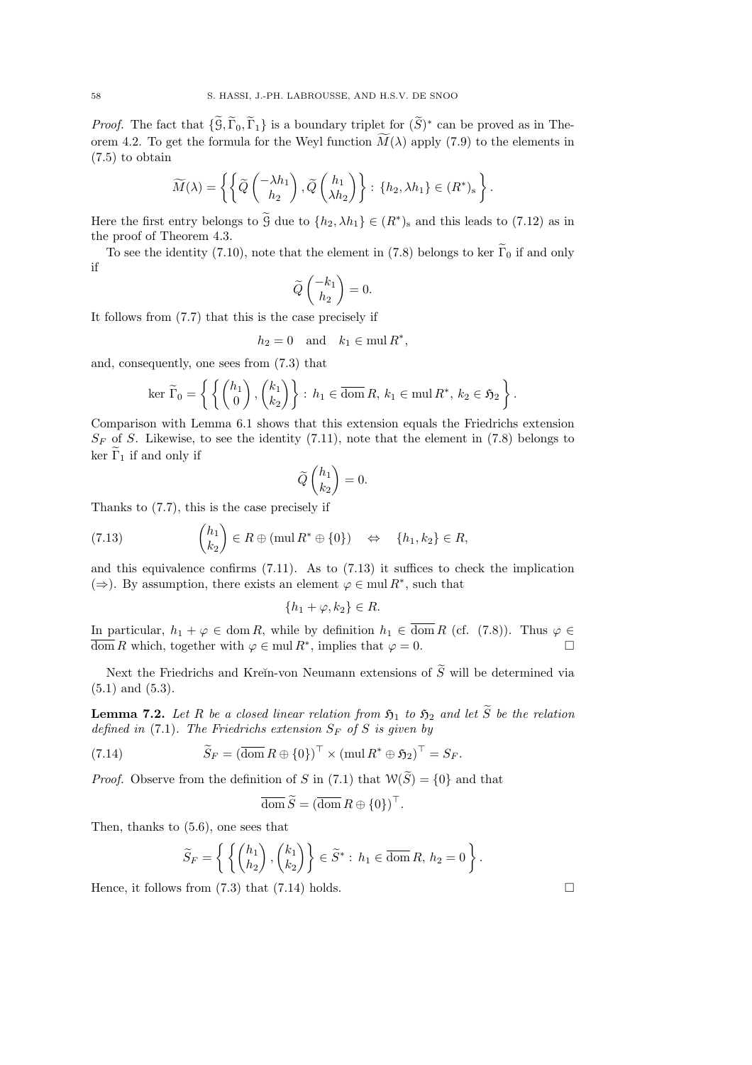*Proof.* The fact that $\{\widetilde{\mathfrak{G}}, \widetilde{\Gamma}_0, \widetilde{\Gamma}_1\}$ is a boundary triplet for $(\widetilde{S})^*$ can be proved as in Theorem 4.2. To get the formula for the Weyl function $\widetilde{M}(\lambda)$ apply (7.9) to the elements in (7.5) to obtain

$$\widetilde{M}(\lambda) = \left\{ \left\{ \widetilde{Q} \begin{pmatrix} -\lambda h_1 \\ h_2 \end{pmatrix}, \widetilde{Q} \begin{pmatrix} h_1 \\ \lambda h_2 \end{pmatrix} \right\} : \{h_2, \lambda h_1\} \in (R^*)_{\rm s} \right\}.$$

Here the first entry belongs to $\widetilde{\mathfrak{G}}$ due to $\{h_2, \lambda h_1\} \in (R^*)_{\rm s}$ and this leads to (7.12) as in the proof of Theorem 4.3.

To see the identity (7.10), note that the element in (7.8) belongs to $\ker \widetilde{\Gamma}_0$ if and only if

$$\widetilde{Q} \begin{pmatrix} -k_1 \\ h_2 \end{pmatrix} = 0.$$

It follows from (7.7) that this is the case precisely if

$$h_2 = 0 \quad \text{and} \quad k_1 \in \operatorname{mul} R^*,$$

and, consequently, one sees from (7.3) that

$$\ker \widetilde{\Gamma}_0 = \left\{ \left\{ \begin{pmatrix} h_1 \\ 0 \end{pmatrix}, \begin{pmatrix} k_1 \\ k_2 \end{pmatrix} \right\} : h_1 \in \overline{\operatorname{dom}}\, R,\ k_1 \in \operatorname{mul} R^*,\ k_2 \in \mathfrak{H}_2 \right\}.$$

Comparison with Lemma 6.1 shows that this extension equals the Friedrichs extension $S_F$ of $S$. Likewise, to see the identity (7.11), note that the element in (7.8) belongs to $\ker \widetilde{\Gamma}_1$ if and only if

$$\widetilde{Q} \begin{pmatrix} h_1 \\ k_2 \end{pmatrix} = 0.$$

Thanks to (7.7), this is the case precisely if

$$\begin{pmatrix} h_1 \\ k_2 \end{pmatrix} \in R \oplus (\operatorname{mul} R^* \oplus \{0\}) \quad \Leftrightarrow \quad \{h_1, k_2\} \in R, \tag{7.13}$$

and this equivalence confirms (7.11). As to (7.13) it suffices to check the implication $(\Rightarrow)$. By assumption, there exists an element $\varphi \in \operatorname{mul} R^*$, such that

$$\{h_1 + \varphi, k_2\} \in R.$$

In particular, $h_1 + \varphi \in \operatorname{dom} R$, while by definition $h_1 \in \overline{\operatorname{dom}}\, R$ (cf. (7.8)). Thus $\varphi \in \overline{\operatorname{dom}}\, R$ which, together with $\varphi \in \operatorname{mul} R^*$, implies that $\varphi = 0$. $\square$

Next the Friedrichs and Kreĭn-von Neumann extensions of $\widetilde{S}$ will be determined via (5.1) and (5.3).

**Lemma 7.2.** *Let $R$ be a closed linear relation from $\mathfrak{H}_1$ to $\mathfrak{H}_2$ and let $\widetilde{S}$ be the relation defined in* (7.1). *The Friedrichs extension $S_F$ of $S$ is given by*

$$\widetilde{S}_F = (\overline{\operatorname{dom}}\, R \oplus \{0\})^\top \times (\operatorname{mul} R^* \oplus \mathfrak{H}_2)^\top = S_F. \tag{7.14}$$

*Proof.* Observe from the definition of $S$ in (7.1) that $\mathcal{W}(\widetilde{S}) = \{0\}$ and that

$$\overline{\operatorname{dom}}\, \widetilde{S} = (\overline{\operatorname{dom}}\, R \oplus \{0\})^\top.$$

Then, thanks to (5.6), one sees that

$$\widetilde{S}_F = \left\{ \left\{ \begin{pmatrix} h_1 \\ h_2 \end{pmatrix}, \begin{pmatrix} k_1 \\ k_2 \end{pmatrix} \right\} \in \widetilde{S}^* : h_1 \in \overline{\operatorname{dom}}\, R,\ h_2 = 0 \right\}.$$

Hence, it follows from (7.3) that (7.14) holds. $\square$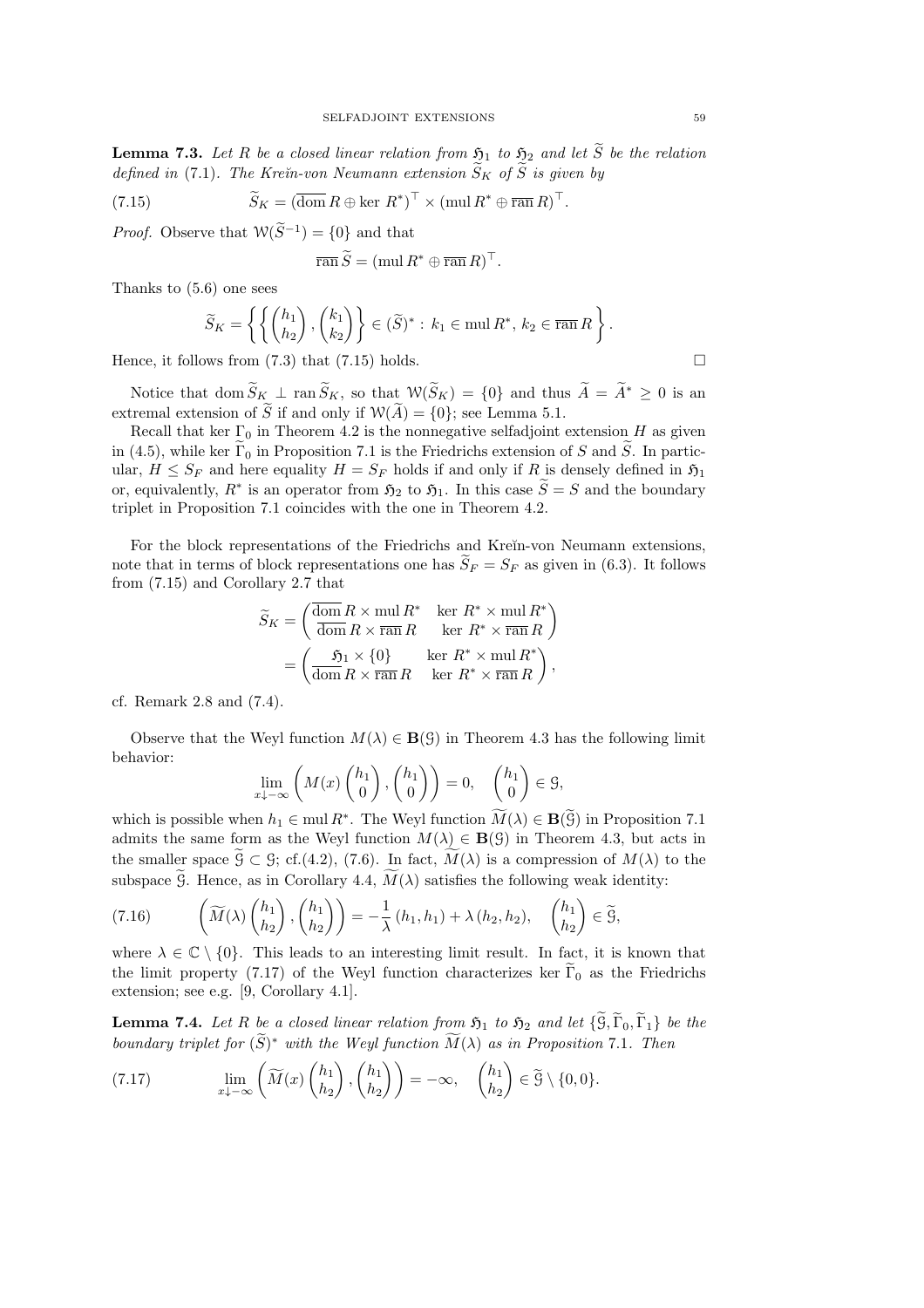**Lemma 7.3.** *Let $R$ be a closed linear relation from $\mathfrak{H}_1$ to $\mathfrak{H}_2$ and let $\widetilde{S}$ be the relation defined in* (7.1)*. The Kreĭn-von Neumann extension $\widetilde{S}_K$ of $\widetilde{S}$ is given by*

$$\widetilde{S}_K = (\overline{\operatorname{dom}}\, R \oplus \ker R^*)^{\top} \times (\operatorname{mul} R^* \oplus \overline{\operatorname{ran}}\, R)^{\top}. \tag{7.15}$$

*Proof.* Observe that $\mathcal{W}(\widetilde{S}^{-1}) = \{0\}$ and that

$$\overline{\operatorname{ran}}\, \widetilde{S} = (\operatorname{mul} R^* \oplus \overline{\operatorname{ran}}\, R)^{\top}.$$

Thanks to (5.6) one sees

$$\widetilde{S}_K = \left\{ \left\{ \begin{pmatrix} h_1 \\ h_2 \end{pmatrix}, \begin{pmatrix} k_1 \\ k_2 \end{pmatrix} \right\} \in (\widetilde{S})^* : \, k_1 \in \operatorname{mul} R^*, \, k_2 \in \overline{\operatorname{ran}}\, R \right\}.$$

Hence, it follows from (7.3) that (7.15) holds. $\square$

Notice that $\operatorname{dom} \widetilde{S}_K \perp \operatorname{ran} \widetilde{S}_K$, so that $\mathcal{W}(\widetilde{S}_K) = \{0\}$ and thus $\widetilde{A} = \widetilde{A}^* \geq 0$ is an extremal extension of $\widetilde{S}$ if and only if $\mathcal{W}(\widetilde{A}) = \{0\}$; see Lemma 5.1.

Recall that $\ker \Gamma_0$ in Theorem 4.2 is the nonnegative selfadjoint extension $H$ as given in (4.5), while $\ker \widetilde{\Gamma}_0$ in Proposition 7.1 is the Friedrichs extension of $S$ and $\widetilde{S}$. In particular, $H \leq S_F$ and here equality $H = S_F$ holds if and only if $R$ is densely defined in $\mathfrak{H}_1$ or, equivalently, $R^*$ is an operator from $\mathfrak{H}_2$ to $\mathfrak{H}_1$. In this case $\widetilde{S} = S$ and the boundary triplet in Proposition 7.1 coincides with the one in Theorem 4.2.

For the block representations of the Friedrichs and Kreĭn-von Neumann extensions, note that in terms of block representations one has $\widetilde{S}_F = S_F$ as given in (6.3). It follows from (7.15) and Corollary 2.7 that

$$\begin{aligned}
\widetilde{S}_K &= \begin{pmatrix} \overline{\operatorname{dom}}\, R \times \operatorname{mul} R^* & \ker R^* \times \operatorname{mul} R^* \\ \overline{\operatorname{dom}}\, R \times \overline{\operatorname{ran}}\, R & \ker R^* \times \overline{\operatorname{ran}}\, R \end{pmatrix} \\
&= \begin{pmatrix} \mathfrak{H}_1 \times \{0\} & \ker R^* \times \operatorname{mul} R^* \\ \overline{\operatorname{dom}}\, R \times \overline{\operatorname{ran}}\, R & \ker R^* \times \overline{\operatorname{ran}}\, R \end{pmatrix},
\end{aligned}$$

cf. Remark 2.8 and (7.4).

Observe that the Weyl function $M(\lambda) \in \mathbf{B}(\mathcal{G})$ in Theorem 4.3 has the following limit behavior:

$$\lim_{x \downarrow -\infty} \left( M(x) \begin{pmatrix} h_1 \\ 0 \end{pmatrix}, \begin{pmatrix} h_1 \\ 0 \end{pmatrix} \right) = 0, \quad \begin{pmatrix} h_1 \\ 0 \end{pmatrix} \in \mathcal{G},$$

which is possible when $h_1 \in \operatorname{mul} R^*$. The Weyl function $\widetilde{M}(\lambda) \in \mathbf{B}(\widetilde{\mathcal{G}})$ in Proposition 7.1 admits the same form as the Weyl function $M(\lambda) \in \mathbf{B}(\mathcal{G})$ in Theorem 4.3, but acts in the smaller space $\widetilde{\mathcal{G}} \subset \mathcal{G}$; cf.(4.2), (7.6). In fact, $\widetilde{M}(\lambda)$ is a compression of $M(\lambda)$ to the subspace $\widetilde{\mathcal{G}}$. Hence, as in Corollary 4.4, $\widetilde{M}(\lambda)$ satisfies the following weak identity:

$$\left( \widetilde{M}(\lambda) \begin{pmatrix} h_1 \\ h_2 \end{pmatrix}, \begin{pmatrix} h_1 \\ h_2 \end{pmatrix} \right) = -\frac{1}{\lambda} (h_1, h_1) + \lambda (h_2, h_2), \quad \begin{pmatrix} h_1 \\ h_2 \end{pmatrix} \in \widetilde{\mathcal{G}}, \tag{7.16}$$

where $\lambda \in \mathbb{C} \setminus \{0\}$. This leads to an interesting limit result. In fact, it is known that the limit property (7.17) of the Weyl function characterizes $\ker \widetilde{\Gamma}_0$ as the Friedrichs extension; see e.g. [9, Corollary 4.1].

**Lemma 7.4.** *Let $R$ be a closed linear relation from $\mathfrak{H}_1$ to $\mathfrak{H}_2$ and let $\{\widetilde{\mathcal{G}}, \widetilde{\Gamma}_0, \widetilde{\Gamma}_1\}$ be the boundary triplet for $(\widetilde{S})^*$ with the Weyl function $\widetilde{M}(\lambda)$ as in Proposition* 7.1*. Then*

$$\lim_{x \downarrow -\infty} \left( \widetilde{M}(x) \begin{pmatrix} h_1 \\ h_2 \end{pmatrix}, \begin{pmatrix} h_1 \\ h_2 \end{pmatrix} \right) = -\infty, \quad \begin{pmatrix} h_1 \\ h_2 \end{pmatrix} \in \widetilde{\mathcal{G}} \setminus \{0, 0\}. \tag{7.17}$$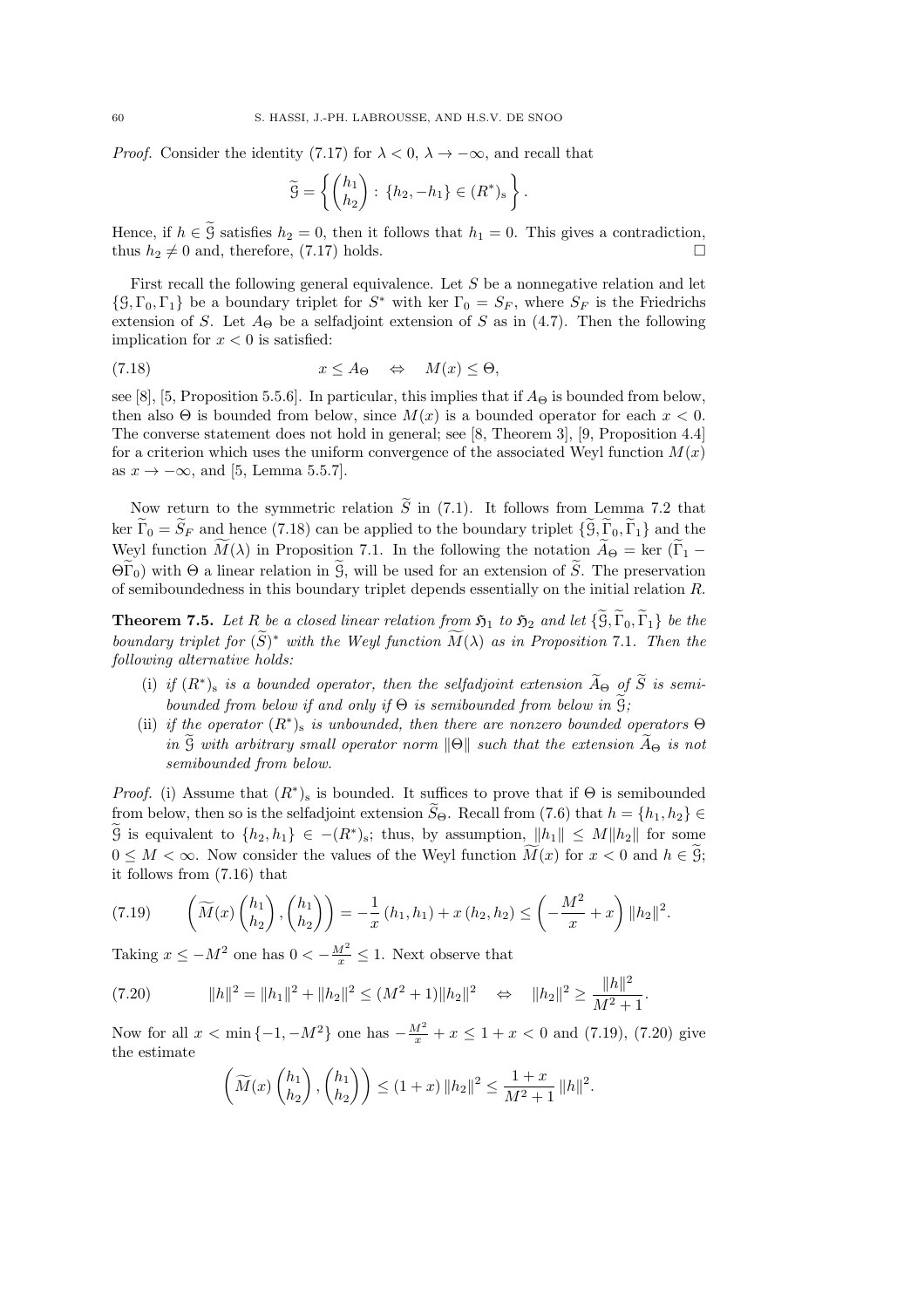*Proof.* Consider the identity (7.17) for $\lambda < 0$, $\lambda \to -\infty$, and recall that

$$\widetilde{\mathcal{G}} = \left\{ \begin{pmatrix} h_1 \\ h_2 \end{pmatrix} : \{h_2, -h_1\} \in (R^*)_{\rm s} \right\}.$$

Hence, if $h \in \widetilde{\mathcal{G}}$ satisfies $h_2 = 0$, then it follows that $h_1 = 0$. This gives a contradiction, thus $h_2 \neq 0$ and, therefore, (7.17) holds. □

First recall the following general equivalence. Let $S$ be a nonnegative relation and let $\{\mathcal{G}, \Gamma_0, \Gamma_1\}$ be a boundary triplet for $S^*$ with $\ker \Gamma_0 = S_F$, where $S_F$ is the Friedrichs extension of $S$. Let $A_\Theta$ be a selfadjoint extension of $S$ as in (4.7). Then the following implication for $x < 0$ is satisfied:

$$x \leq A_\Theta \quad \Leftrightarrow \quad M(x) \leq \Theta, \tag{7.18}$$

see [8], [5, Proposition 5.5.6]. In particular, this implies that if $A_\Theta$ is bounded from below, then also $\Theta$ is bounded from below, since $M(x)$ is a bounded operator for each $x < 0$. The converse statement does not hold in general; see [8, Theorem 3], [9, Proposition 4.4] for a criterion which uses the uniform convergence of the associated Weyl function $M(x)$ as $x \to -\infty$, and [5, Lemma 5.5.7].

Now return to the symmetric relation $\widetilde{S}$ in (7.1). It follows from Lemma 7.2 that $\ker \widetilde{\Gamma}_0 = \widetilde{S}_F$ and hence (7.18) can be applied to the boundary triplet $\{\widetilde{\mathcal{G}}, \widetilde{\Gamma}_0, \widetilde{\Gamma}_1\}$ and the Weyl function $\widetilde{M}(\lambda)$ in Proposition 7.1. In the following the notation $\widetilde{A}_\Theta = \ker(\widetilde{\Gamma}_1 - \Theta\widetilde{\Gamma}_0)$ with $\Theta$ a linear relation in $\widetilde{\mathcal{G}}$, will be used for an extension of $\widetilde{S}$. The preservation of semiboundedness in this boundary triplet depends essentially on the initial relation $R$.

**Theorem 7.5.** *Let $R$ be a closed linear relation from $\mathfrak{H}_1$ to $\mathfrak{H}_2$ and let $\{\widetilde{\mathcal{G}}, \widetilde{\Gamma}_0, \widetilde{\Gamma}_1\}$ be the boundary triplet for $(\widetilde{S})^*$ with the Weyl function $\widetilde{M}(\lambda)$ as in Proposition* 7.1*. Then the following alternative holds:*

(i) *if $(R^*)_{\rm s}$ is a bounded operator, then the selfadjoint extension $\widetilde{A}_\Theta$ of $\widetilde{S}$ is semibounded from below if and only if $\Theta$ is semibounded from below in $\widetilde{\mathcal{G}}$;*

(ii) *if the operator $(R^*)_{\rm s}$ is unbounded, then there are nonzero bounded operators $\Theta$ in $\widetilde{\mathcal{G}}$ with arbitrary small operator norm $\|\Theta\|$ such that the extension $\widetilde{A}_\Theta$ is not semibounded from below.*

*Proof.* (i) Assume that $(R^*)_{\rm s}$ is bounded. It suffices to prove that if $\Theta$ is semibounded from below, then so is the selfadjoint extension $\widetilde{S}_\Theta$. Recall from (7.6) that $h = \{h_1, h_2\} \in \widetilde{\mathcal{G}}$ is equivalent to $\{h_2, h_1\} \in -(R^*)_{\rm s}$; thus, by assumption, $\|h_1\| \leq M\|h_2\|$ for some $0 \leq M < \infty$. Now consider the values of the Weyl function $\widetilde{M}(x)$ for $x < 0$ and $h \in \widetilde{\mathcal{G}}$; it follows from (7.16) that

$$\left( \widetilde{M}(x) \begin{pmatrix} h_1 \\ h_2 \end{pmatrix}, \begin{pmatrix} h_1 \\ h_2 \end{pmatrix} \right) = -\frac{1}{x}(h_1, h_1) + x\,(h_2, h_2) \leq \left( -\frac{M^2}{x} + x \right) \|h_2\|^2. \tag{7.19}$$

Taking $x \leq -M^2$ one has $0 < -\frac{M^2}{x} \leq 1$. Next observe that

$$\|h\|^2 = \|h_1\|^2 + \|h_2\|^2 \leq (M^2 + 1)\|h_2\|^2 \quad \Leftrightarrow \quad \|h_2\|^2 \geq \frac{\|h\|^2}{M^2 + 1}. \tag{7.20}$$

Now for all $x < \min\{-1, -M^2\}$ one has $-\frac{M^2}{x} + x \leq 1 + x < 0$ and (7.19), (7.20) give the estimate

$$\left( \widetilde{M}(x) \begin{pmatrix} h_1 \\ h_2 \end{pmatrix}, \begin{pmatrix} h_1 \\ h_2 \end{pmatrix} \right) \leq (1 + x)\,\|h_2\|^2 \leq \frac{1 + x}{M^2 + 1}\,\|h\|^2.$$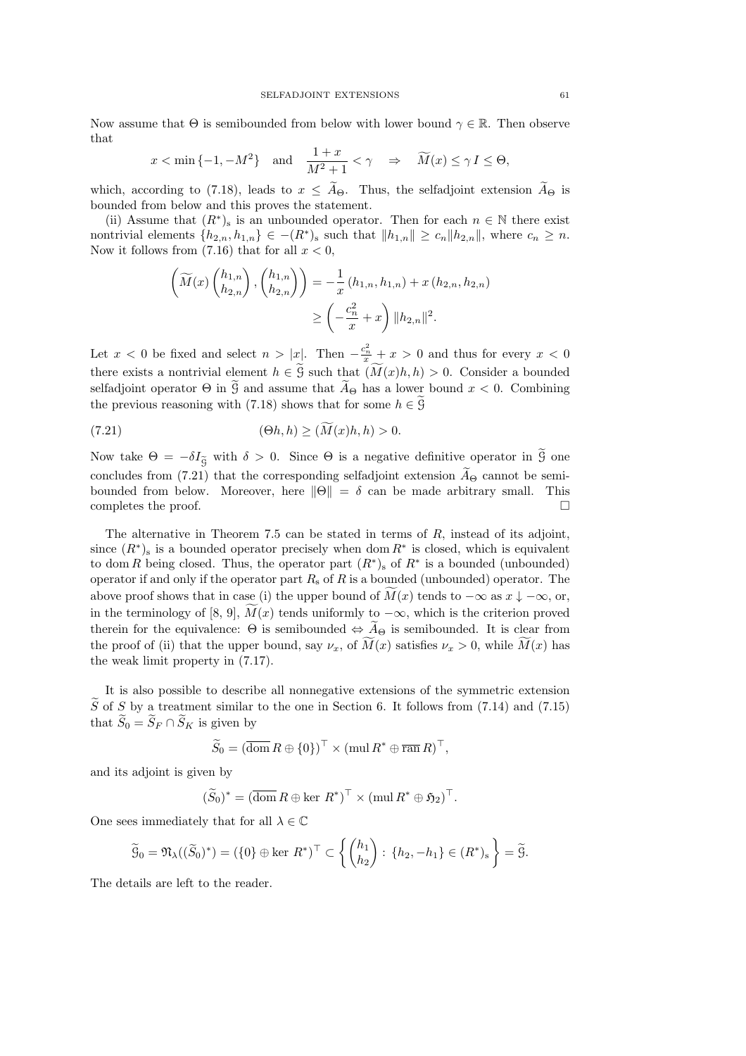Now assume that $\Theta$ is semibounded from below with lower bound $\gamma \in \mathbb{R}$. Then observe that

$$x < \min\{-1, -M^2\} \quad \text{and} \quad \frac{1+x}{M^2+1} < \gamma \quad \Rightarrow \quad \widetilde{M}(x) \le \gamma\, I \le \Theta,$$

which, according to (7.18), leads to $x \le \widetilde{A}_\Theta$. Thus, the selfadjoint extension $\widetilde{A}_\Theta$ is bounded from below and this proves the statement.

(ii) Assume that $(R^*)_{\rm s}$ is an unbounded operator. Then for each $n \in \mathbb{N}$ there exist nontrivial elements $\{h_{2,n}, h_{1,n}\} \in -(R^*)_{\rm s}$ such that $\|h_{1,n}\| \ge c_n \|h_{2,n}\|$, where $c_n \ge n$. Now it follows from (7.16) that for all $x < 0$,

$$\begin{aligned}\left(\widetilde{M}(x)\begin{pmatrix} h_{1,n} \\ h_{2,n}\end{pmatrix}, \begin{pmatrix} h_{1,n} \\ h_{2,n}\end{pmatrix}\right) &= -\frac{1}{x}\,(h_{1,n}, h_{1,n}) + x\,(h_{2,n}, h_{2,n}) \\ &\ge \left(-\frac{c_n^2}{x} + x\right)\|h_{2,n}\|^2.\end{aligned}$$

Let $x < 0$ be fixed and select $n > |x|$. Then $-\frac{c_n^2}{x} + x > 0$ and thus for every $x < 0$ there exists a nontrivial element $h \in \widetilde{\mathfrak{G}}$ such that $(\widetilde{M}(x)h, h) > 0$. Consider a bounded selfadjoint operator $\Theta$ in $\widetilde{\mathfrak{G}}$ and assume that $\widetilde{A}_\Theta$ has a lower bound $x < 0$. Combining the previous reasoning with (7.18) shows that for some $h \in \widetilde{\mathfrak{G}}$

$$(\Theta h, h) \ge (\widetilde{M}(x)h, h) > 0. \tag{7.21}$$

Now take $\Theta = -\delta I_{\widetilde{\mathfrak{G}}}$ with $\delta > 0$. Since $\Theta$ is a negative definitive operator in $\widetilde{\mathfrak{G}}$ one concludes from (7.21) that the corresponding selfadjoint extension $\widetilde{A}_\Theta$ cannot be semibounded from below. Moreover, here $\|\Theta\| = \delta$ can be made arbitrary small. This completes the proof. □

The alternative in Theorem 7.5 can be stated in terms of $R$, instead of its adjoint, since $(R^*)_{\rm s}$ is a bounded operator precisely when $\operatorname{dom} R^*$ is closed, which is equivalent to $\operatorname{dom} R$ being closed. Thus, the operator part $(R^*)_{\rm s}$ of $R^*$ is a bounded (unbounded) operator if and only if the operator part $R_{\rm s}$ of $R$ is a bounded (unbounded) operator. The above proof shows that in case (i) the upper bound of $\widetilde{M}(x)$ tends to $-\infty$ as $x \downarrow -\infty$, or, in the terminology of [8, 9], $\widetilde{M}(x)$ tends uniformly to $-\infty$, which is the criterion proved therein for the equivalence: $\Theta$ is semibounded $\Leftrightarrow$ $\widetilde{A}_\Theta$ is semibounded. It is clear from the proof of (ii) that the upper bound, say $\nu_x$, of $\widetilde{M}(x)$ satisfies $\nu_x > 0$, while $\widetilde{M}(x)$ has the weak limit property in (7.17).

It is also possible to describe all nonnegative extensions of the symmetric extension $\widetilde{S}$ of $S$ by a treatment similar to the one in Section 6. It follows from (7.14) and (7.15) that $\widetilde{S}_0 = \widetilde{S}_F \cap \widetilde{S}_K$ is given by

$$\widetilde{S}_0 = (\overline{\operatorname{dom}}\, R \oplus \{0\})^\top \times (\operatorname{mul} R^* \oplus \overline{\operatorname{ran}}\, R)^\top,$$

and its adjoint is given by

$$(\widetilde{S}_0)^* = (\overline{\operatorname{dom}}\, R \oplus \ker\, R^*)^\top \times (\operatorname{mul} R^* \oplus \mathfrak{H}_2)^\top.$$

One sees immediately that for all $\lambda \in \mathbb{C}$

$$\widetilde{\mathfrak{G}}_0 = \mathfrak{N}_\lambda((\widetilde{S}_0)^*) = (\{0\} \oplus \ker\, R^*)^\top \subset \left\{ \begin{pmatrix} h_1 \\ h_2 \end{pmatrix} : \{h_2, -h_1\} \in (R^*)_{\rm s} \right\} = \widetilde{\mathfrak{G}}.$$

The details are left to the reader.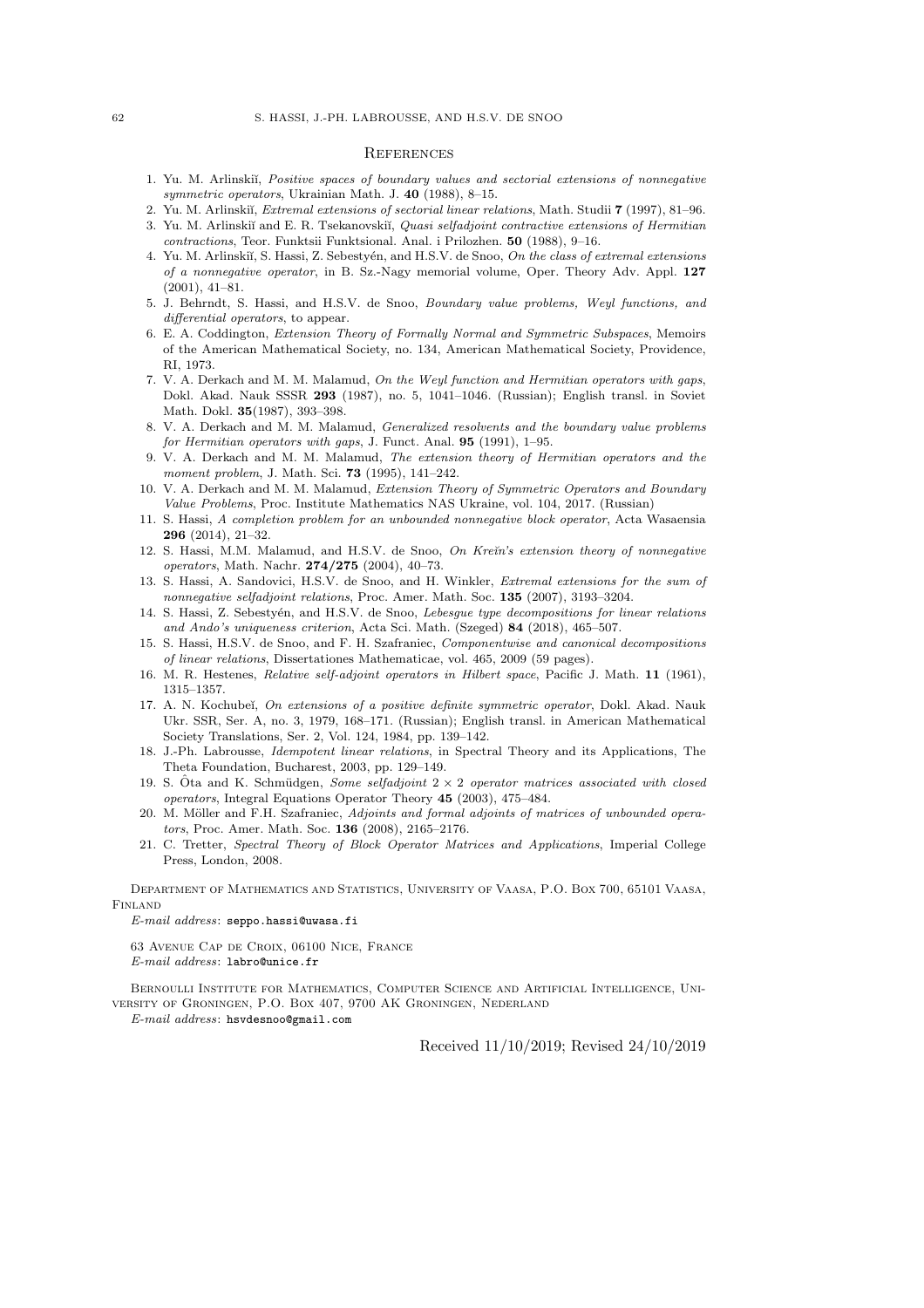## References

1. Yu. M. Arlinskiĭ, *Positive spaces of boundary values and sectorial extensions of nonnegative symmetric operators*, Ukrainian Math. J. **40** (1988), 8–15.
2. Yu. M. Arlinskiĭ, *Extremal extensions of sectorial linear relations*, Math. Studii **7** (1997), 81–96.
3. Yu. M. Arlinskiĭ and E. R. Tsekanovskiĭ, *Quasi selfadjoint contractive extensions of Hermitian contractions*, Teor. Funktsii Funktsional. Anal. i Prilozhen. **50** (1988), 9–16.
4. Yu. M. Arlinskiĭ, S. Hassi, Z. Sebestyén, and H.S.V. de Snoo, *On the class of extremal extensions of a nonnegative operator*, in B. Sz.-Nagy memorial volume, Oper. Theory Adv. Appl. **127** (2001), 41–81.
5. J. Behrndt, S. Hassi, and H.S.V. de Snoo, *Boundary value problems, Weyl functions, and differential operators*, to appear.
6. E. A. Coddington, *Extension Theory of Formally Normal and Symmetric Subspaces*, Memoirs of the American Mathematical Society, no. 134, American Mathematical Society, Providence, RI, 1973.
7. V. A. Derkach and M. M. Malamud, *On the Weyl function and Hermitian operators with gaps*, Dokl. Akad. Nauk SSSR **293** (1987), no. 5, 1041–1046. (Russian); English transl. in Soviet Math. Dokl. **35**(1987), 393–398.
8. V. A. Derkach and M. M. Malamud, *Generalized resolvents and the boundary value problems for Hermitian operators with gaps*, J. Funct. Anal. **95** (1991), 1–95.
9. V. A. Derkach and M. M. Malamud, *The extension theory of Hermitian operators and the moment problem*, J. Math. Sci. **73** (1995), 141–242.
10. V. A. Derkach and M. M. Malamud, *Extension Theory of Symmetric Operators and Boundary Value Problems*, Proc. Institute Mathematics NAS Ukraine, vol. 104, 2017. (Russian)
11. S. Hassi, *A completion problem for an unbounded nonnegative block operator*, Acta Wasaensia **296** (2014), 21–32.
12. S. Hassi, M.M. Malamud, and H.S.V. de Snoo, *On Kreĭn's extension theory of nonnegative operators*, Math. Nachr. **274/275** (2004), 40–73.
13. S. Hassi, A. Sandovici, H.S.V. de Snoo, and H. Winkler, *Extremal extensions for the sum of nonnegative selfadjoint relations*, Proc. Amer. Math. Soc. **135** (2007), 3193–3204.
14. S. Hassi, Z. Sebestyén, and H.S.V. de Snoo, *Lebesgue type decompositions for linear relations and Ando's uniqueness criterion*, Acta Sci. Math. (Szeged) **84** (2018), 465–507.
15. S. Hassi, H.S.V. de Snoo, and F. H. Szafraniec, *Componentwise and canonical decompositions of linear relations*, Dissertationes Mathematicae, vol. 465, 2009 (59 pages).
16. M. R. Hestenes, *Relative self-adjoint operators in Hilbert space*, Pacific J. Math. **11** (1961), 1315–1357.
17. A. N. Kochubeĭ, *On extensions of a positive definite symmetric operator*, Dokl. Akad. Nauk Ukr. SSR, Ser. A, no. 3, 1979, 168–171. (Russian); English transl. in American Mathematical Society Translations, Ser. 2, Vol. 124, 1984, pp. 139–142.
18. J.-Ph. Labrousse, *Idempotent linear relations*, in Spectral Theory and its Applications, The Theta Foundation, Bucharest, 2003, pp. 129–149.
19. S. Ôta and K. Schmüdgen, *Some selfadjoint $2 \times 2$ operator matrices associated with closed operators*, Integral Equations Operator Theory **45** (2003), 475–484.
20. M. Möller and F.H. Szafraniec, *Adjoints and formal adjoints of matrices of unbounded operators*, Proc. Amer. Math. Soc. **136** (2008), 2165–2176.
21. C. Tretter, *Spectral Theory of Block Operator Matrices and Applications*, Imperial College Press, London, 2008.

Department of Mathematics and Statistics, University of Vaasa, P.O. Box 700, 65101 Vaasa, Finland

*E-mail address*: seppo.hassi@uwasa.fi

63 Avenue Cap de Croix, 06100 Nice, France

*E-mail address*: labro@unice.fr

Bernoulli Institute for Mathematics, Computer Science and Artificial Intelligence, University of Groningen, P.O. Box 407, 9700 AK Groningen, Nederland

*E-mail address*: hsvdesnoo@gmail.com

Received 11/10/2019; Revised 24/10/2019